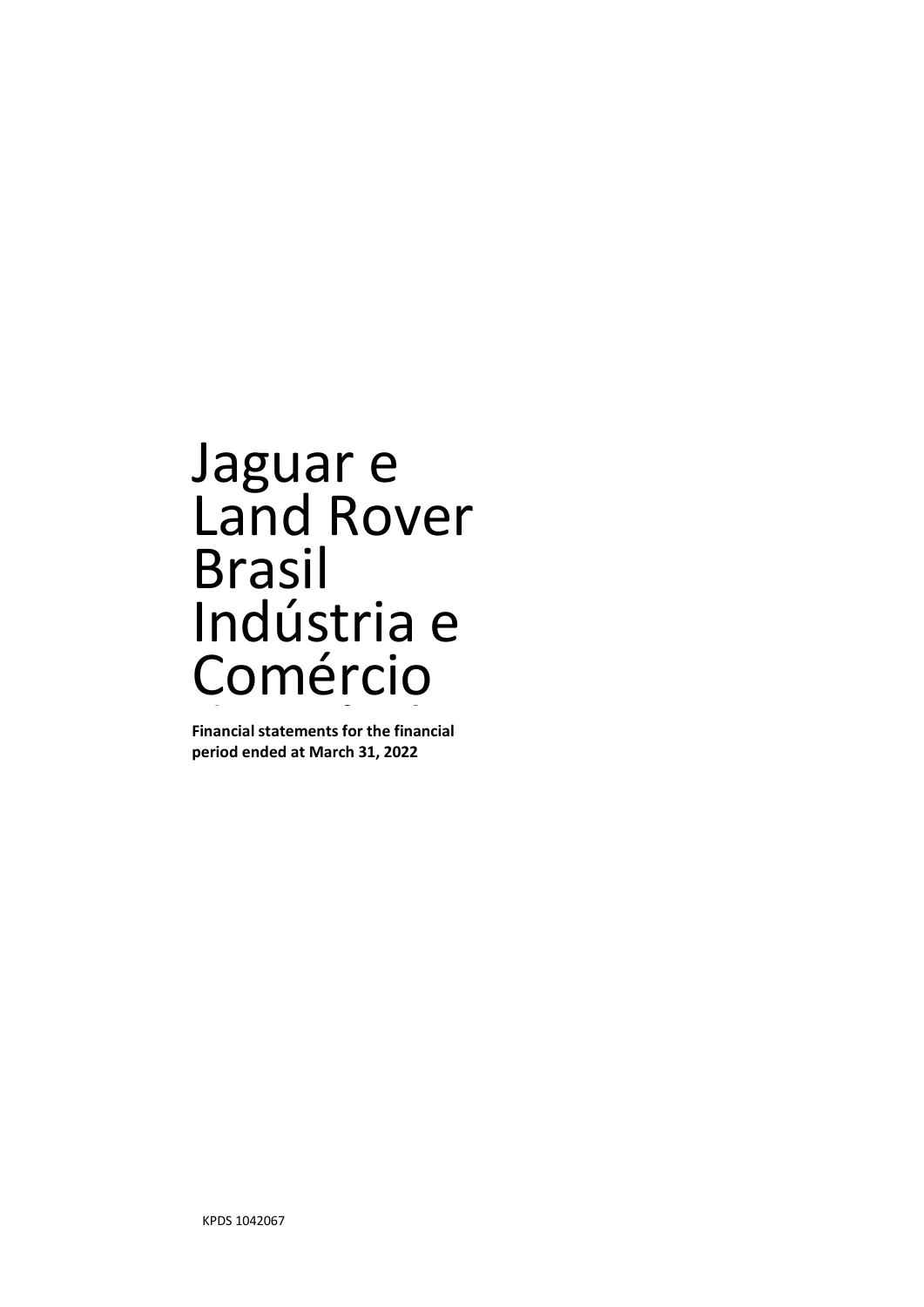# Jaguar e Land Rover Brasil Indústria e Comércio

**Financial statements for the financial period ended at March 31, 2022**

KPDS 1042067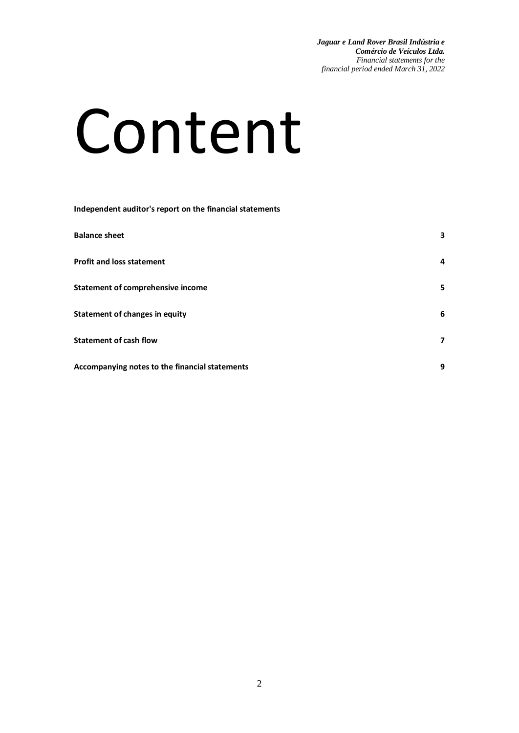# Content

| | |
|---|---|
| **Independent auditor's report on the financial statements** | |
| **Balance sheet** | **3** |
| **Profit and loss statement** | **4** |
| **Statement of comprehensive income** | **5** |
| **Statement of changes in equity** | **6** |
| **Statement of cash flow** | **7** |
| **Accompanying notes to the financial statements** | **9** |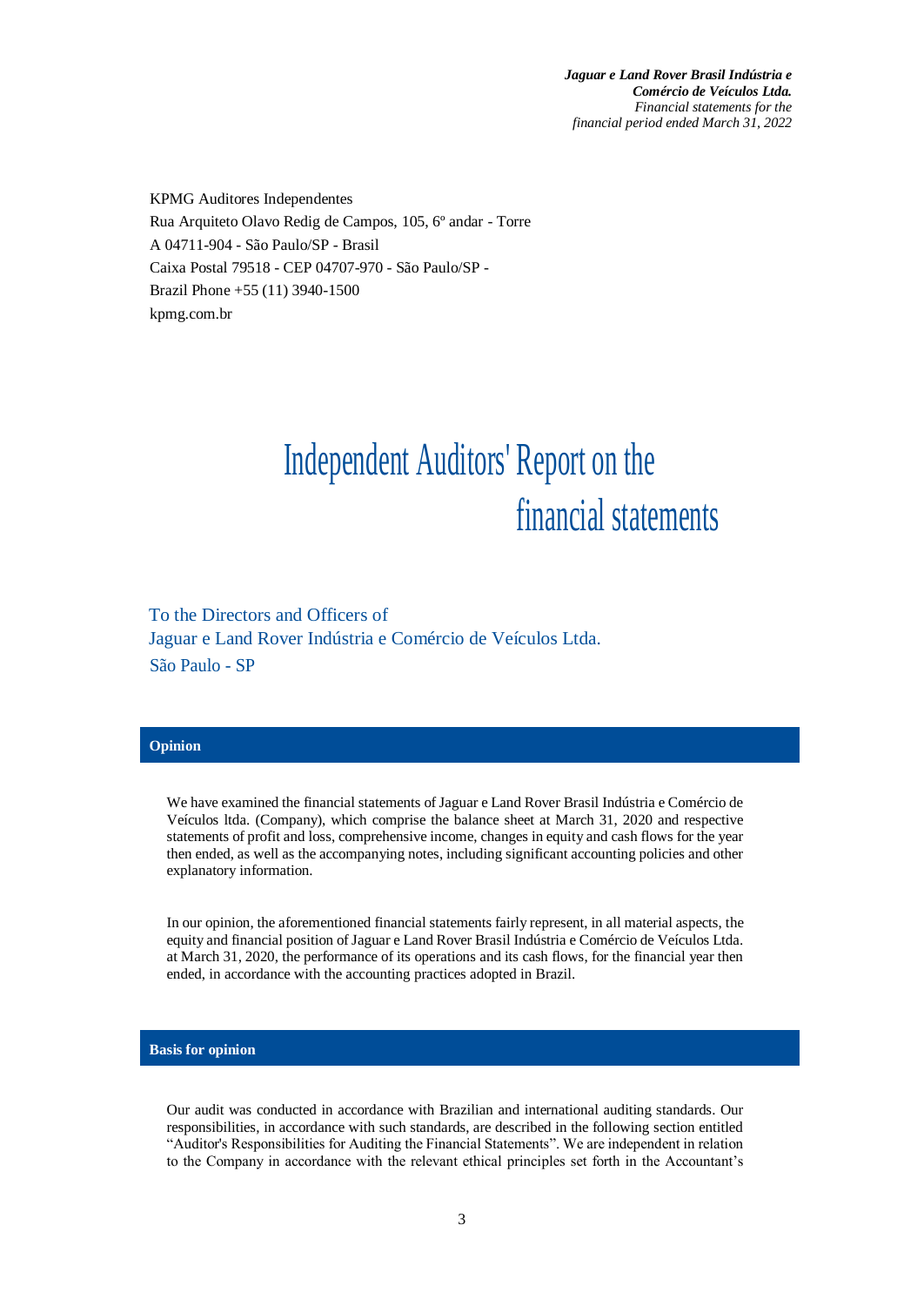KPMG Auditores Independentes
Rua Arquiteto Olavo Redig de Campos, 105, 6º andar - Torre
A 04711-904 - São Paulo/SP - Brasil
Caixa Postal 79518 - CEP 04707-970 - São Paulo/SP -
Brazil Phone +55 (11) 3940-1500
kpmg.com.br

# Independent Auditors' Report on the financial statements

To the Directors and Officers of
Jaguar e Land Rover Indústria e Comércio de Veículos Ltda.
São Paulo - SP

## Opinion

We have examined the financial statements of Jaguar e Land Rover Brasil Indústria e Comércio de Veículos ltda. (Company), which comprise the balance sheet at March 31, 2020 and respective statements of profit and loss, comprehensive income, changes in equity and cash flows for the year then ended, as well as the accompanying notes, including significant accounting policies and other explanatory information.

In our opinion, the aforementioned financial statements fairly represent, in all material aspects, the equity and financial position of Jaguar e Land Rover Brasil Indústria e Comércio de Veículos Ltda. at March 31, 2020, the performance of its operations and its cash flows, for the financial year then ended, in accordance with the accounting practices adopted in Brazil.

## Basis for opinion

Our audit was conducted in accordance with Brazilian and international auditing standards. Our responsibilities, in accordance with such standards, are described in the following section entitled "Auditor's Responsibilities for Auditing the Financial Statements". We are independent in relation to the Company in accordance with the relevant ethical principles set forth in the Accountant's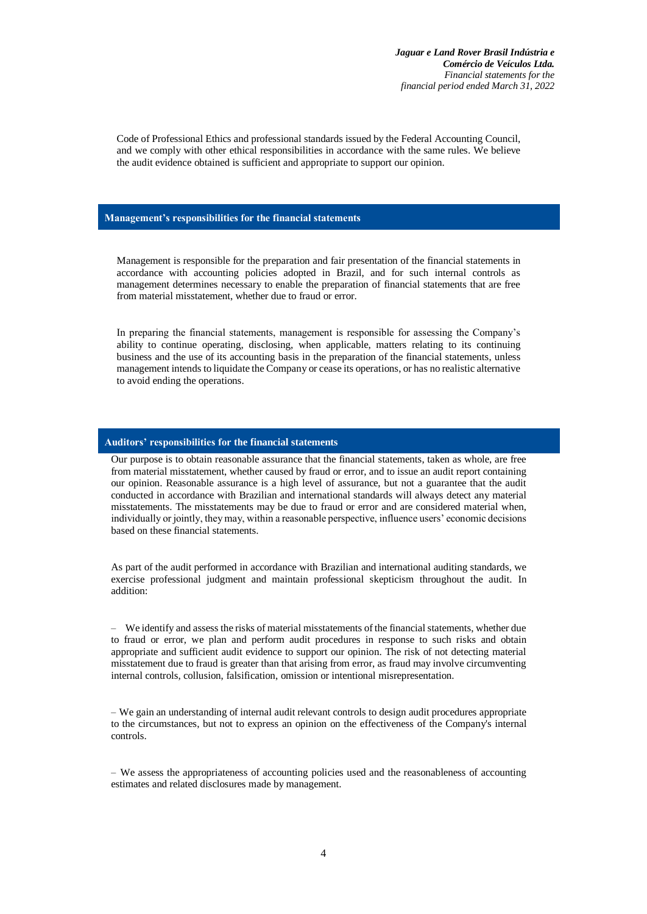Code of Professional Ethics and professional standards issued by the Federal Accounting Council, and we comply with other ethical responsibilities in accordance with the same rules. We believe the audit evidence obtained is sufficient and appropriate to support our opinion.

## Management’s responsibilities for the financial statements

Management is responsible for the preparation and fair presentation of the financial statements in accordance with accounting policies adopted in Brazil, and for such internal controls as management determines necessary to enable the preparation of financial statements that are free from material misstatement, whether due to fraud or error.

In preparing the financial statements, management is responsible for assessing the Company’s ability to continue operating, disclosing, when applicable, matters relating to its continuing business and the use of its accounting basis in the preparation of the financial statements, unless management intends to liquidate the Company or cease its operations, or has no realistic alternative to avoid ending the operations.

## Auditors’ responsibilities for the financial statements

Our purpose is to obtain reasonable assurance that the financial statements, taken as whole, are free from material misstatement, whether caused by fraud or error, and to issue an audit report containing our opinion. Reasonable assurance is a high level of assurance, but not a guarantee that the audit conducted in accordance with Brazilian and international standards will always detect any material misstatements. The misstatements may be due to fraud or error and are considered material when, individually or jointly, they may, within a reasonable perspective, influence users’ economic decisions based on these financial statements.

As part of the audit performed in accordance with Brazilian and international auditing standards, we exercise professional judgment and maintain professional skepticism throughout the audit. In addition:

– We identify and assess the risks of material misstatements of the financial statements, whether due to fraud or error, we plan and perform audit procedures in response to such risks and obtain appropriate and sufficient audit evidence to support our opinion. The risk of not detecting material misstatement due to fraud is greater than that arising from error, as fraud may involve circumventing internal controls, collusion, falsification, omission or intentional misrepresentation.

– We gain an understanding of internal audit relevant controls to design audit procedures appropriate to the circumstances, but not to express an opinion on the effectiveness of the Company's internal controls.

– We assess the appropriateness of accounting policies used and the reasonableness of accounting estimates and related disclosures made by management.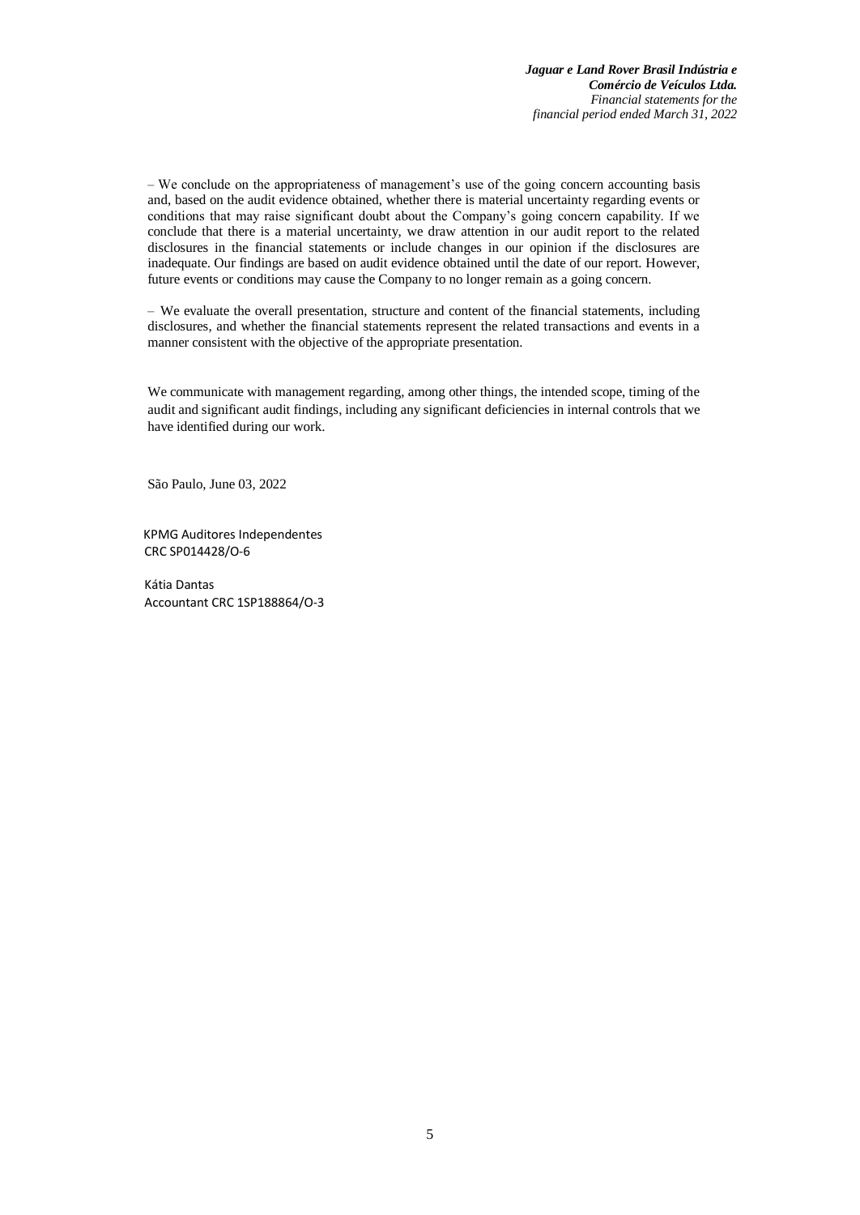– We conclude on the appropriateness of management's use of the going concern accounting basis and, based on the audit evidence obtained, whether there is material uncertainty regarding events or conditions that may raise significant doubt about the Company's going concern capability. If we conclude that there is a material uncertainty, we draw attention in our audit report to the related disclosures in the financial statements or include changes in our opinion if the disclosures are inadequate. Our findings are based on audit evidence obtained until the date of our report. However, future events or conditions may cause the Company to no longer remain as a going concern.

– We evaluate the overall presentation, structure and content of the financial statements, including disclosures, and whether the financial statements represent the related transactions and events in a manner consistent with the objective of the appropriate presentation.

We communicate with management regarding, among other things, the intended scope, timing of the audit and significant audit findings, including any significant deficiencies in internal controls that we have identified during our work.

São Paulo, June 03, 2022

KPMG Auditores Independentes
CRC SP014428/O-6

Kátia Dantas
Accountant CRC 1SP188864/O-3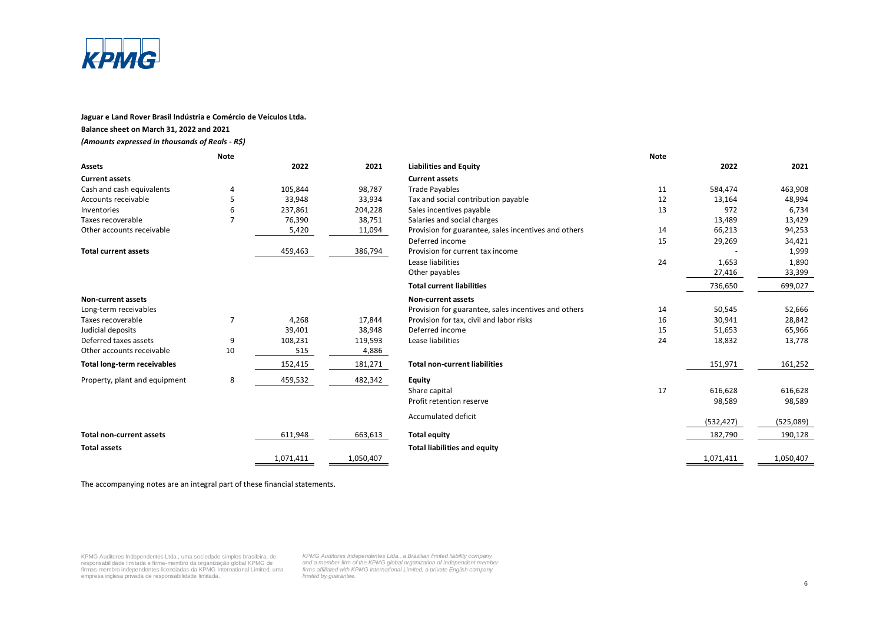**Jaguar e Land Rover Brasil Indústria e Comércio de Veículos Ltda.**

**Balance sheet on March 31, 2022 and 2021**

***(Amounts expressed in thousands of Reals - R$)***

| **Assets** | **Note** | **2022** | **2021** |
|---|---|---|---|
| **Current assets** | | | |
| Cash and cash equivalents | 4 | 105,844 | 98,787 |
| Accounts receivable | 5 | 33,948 | 33,934 |
| Inventories | 6 | 237,861 | 204,228 |
| Taxes recoverable | 7 | 76,390 | 38,751 |
| Other accounts receivable | | 5,420 | 11,094 |
| **Total current assets** | | 459,463 | 386,794 |
| **Non-current assets** | | | |
| Long-term receivables | | | |
| Taxes recoverable | 7 | 4,268 | 17,844 |
| Judicial deposits | | 39,401 | 38,948 |
| Deferred taxes assets | 9 | 108,231 | 119,593 |
| Other accounts receivable | 10 | 515 | 4,886 |
| **Total long-term receivables** | | 152,415 | 181,271 |
| Property, plant and equipment | 8 | 459,532 | 482,342 |
| **Total non-current assets** | | 611,948 | 663,613 |
| **Total assets** | | 1,071,411 | 1,050,407 |

| **Liabilities and Equity** | **Note** | **2022** | **2021** |
|---|---|---|---|
| **Current assets** | | | |
| Trade Payables | 11 | 584,474 | 463,908 |
| Tax and social contribution payable | 12 | 13,164 | 48,994 |
| Sales incentives payable | 13 | 972 | 6,734 |
| Salaries and social charges | | 13,489 | 13,429 |
| Provision for guarantee, sales incentives and others | 14 | 66,213 | 94,253 |
| Deferred income | 15 | 29,269 | 34,421 |
| Provision for current tax income | | - | 1,999 |
| Lease liabilities | 24 | 1,653 | 1,890 |
| Other payables | | 27,416 | 33,399 |
| **Total current liabilities** | | 736,650 | 699,027 |
| **Non-current assets** | | | |
| Provision for guarantee, sales incentives and others | 14 | 50,545 | 52,666 |
| Provision for tax, civil and labor risks | 16 | 30,941 | 28,842 |
| Deferred income | 15 | 51,653 | 65,966 |
| Lease liabilities | 24 | 18,832 | 13,778 |
| **Total non-current liabilities** | | 151,971 | 161,252 |
| **Equity** | | | |
| Share capital | 17 | 616,628 | 616,628 |
| Profit retention reserve | | 98,589 | 98,589 |
| Accumulated deficit | | (532,427) | (525,089) |
| **Total equity** | | 182,790 | 190,128 |
| **Total liabilities and equity** | | 1,071,411 | 1,050,407 |

The accompanying notes are an integral part of these financial statements.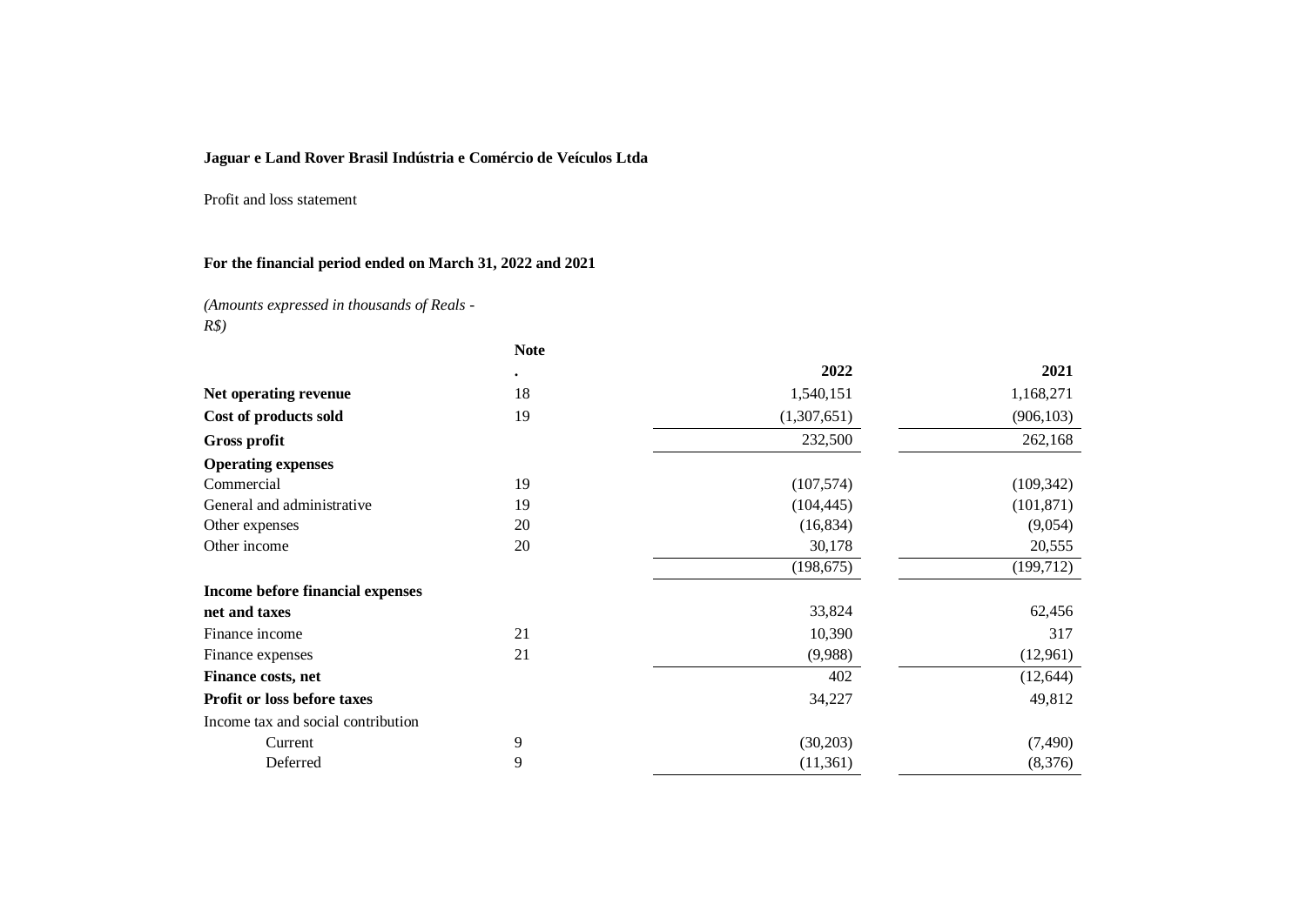**Jaguar e Land Rover Brasil Indústria e Comércio de Veículos Ltda**

Profit and loss statement

**For the financial period ended on March 31, 2022 and 2021**

*(Amounts expressed in thousands of Reals - R$)*

| | **Note.** | **2022** | **2021** |
|---|---|---|---|
| **Net operating revenue** | 18 | 1,540,151 | 1,168,271 |
| **Cost of products sold** | 19 | (1,307,651) | (906,103) |
| **Gross profit** | | 232,500 | 262,168 |
| **Operating expenses** | | | |
| Commercial | 19 | (107,574) | (109,342) |
| General and administrative | 19 | (104,445) | (101,871) |
| Other expenses | 20 | (16,834) | (9,054) |
| Other income | 20 | 30,178 | 20,555 |
| | | (198,675) | (199,712) |
| **Income before financial expenses net and taxes** | | 33,824 | 62,456 |
| Finance income | 21 | 10,390 | 317 |
| Finance expenses | 21 | (9,988) | (12,961) |
| **Finance costs, net** | | 402 | (12,644) |
| **Profit or loss before taxes** | | 34,227 | 49,812 |
| Income tax and social contribution | | | |
| Current | 9 | (30,203) | (7,490) |
| Deferred | 9 | (11,361) | (8,376) |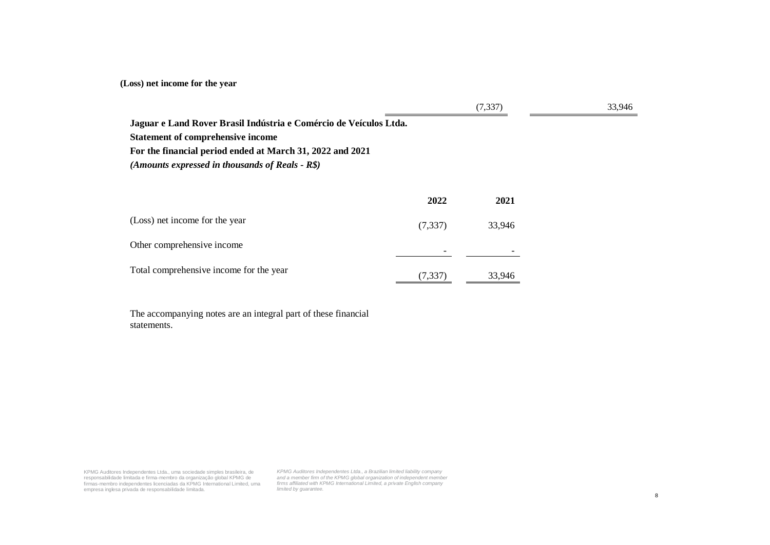**(Loss) net income for the year**

| | (7,337) | 33,946 |
|---|---|---|

**Jaguar e Land Rover Brasil Indústria e Comércio de Veículos Ltda.**

**Statement of comprehensive income**

**For the financial period ended at March 31, 2022 and 2021**

***(Amounts expressed in thousands of Reals - R$)***

| | **2022** | **2021** |
|---|---|---|
| (Loss) net income for the year | (7,337) | 33,946 |
| Other comprehensive income | - | - |
| Total comprehensive income for the year | (7,337) | 33,946 |

The accompanying notes are an integral part of these financial statements.

KPMG Auditores Independentes Ltda., uma sociedade simples brasileira, de responsabilidade limitada e firma-membro da organização global KPMG de firmas-membro independentes licenciadas da KPMG International Limited, uma empresa inglesa privada de responsabilidade limitada.

*KPMG Auditores Independentes Ltda., a Brazilian limited liability company and a member firm of the KPMG global organization of independent member firms affiliated with KPMG International Limited, a private English company limited by guarantee.*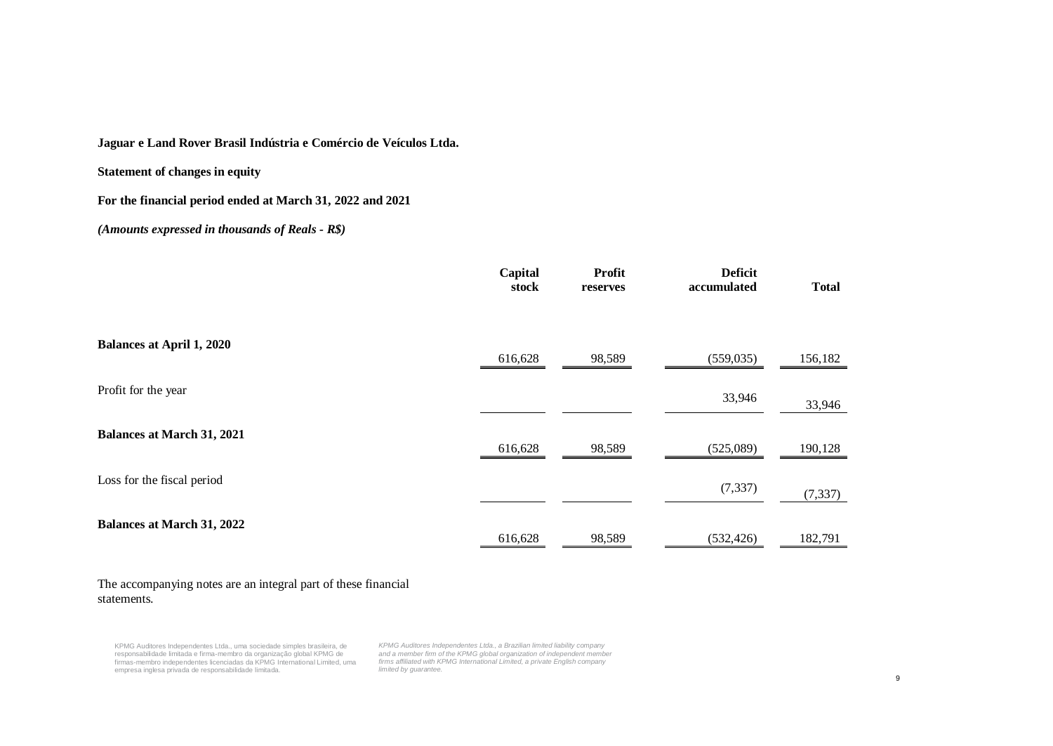**Jaguar e Land Rover Brasil Indústria e Comércio de Veículos Ltda.**

**Statement of changes in equity**

**For the financial period ended at March 31, 2022 and 2021**

***(Amounts expressed in thousands of Reals - R$)***

| | Capital stock | Profit reserves | Deficit accumulated | Total |
|---|---|---|---|---|
| **Balances at April 1, 2020** | 616,628 | 98,589 | (559,035) | 156,182 |
| Profit for the year | | | 33,946 | 33,946 |
| **Balances at March 31, 2021** | 616,628 | 98,589 | (525,089) | 190,128 |
| Loss for the fiscal period | | | (7,337) | (7,337) |
| **Balances at March 31, 2022** | 616,628 | 98,589 | (532,426) | 182,791 |

The accompanying notes are an integral part of these financial statements.

KPMG Auditores Independentes Ltda., uma sociedade simples brasileira, de responsabilidade limitada e firma-membro da organização global KPMG de firmas-membro independentes licenciadas da KPMG International Limited, uma empresa inglesa privada de responsabilidade limitada.

*KPMG Auditores Independentes Ltda., a Brazilian limited liability company and a member firm of the KPMG global organization of independent member firms affiliated with KPMG International Limited, a private English company limited by guarantee.*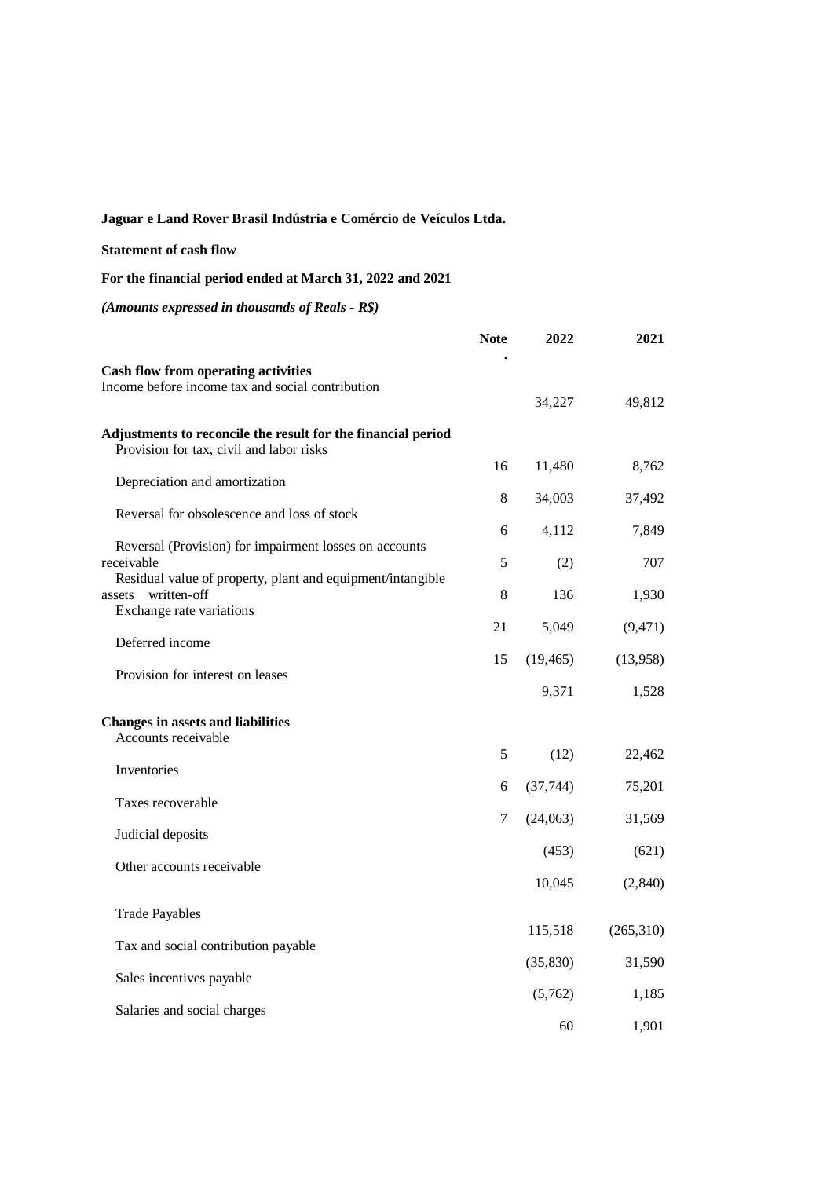**Jaguar e Land Rover Brasil Indústria e Comércio de Veículos Ltda.**

**Statement of cash flow**

**For the financial period ended at March 31, 2022 and 2021**

***(Amounts expressed in thousands of Reals - R$)***

| | Note. | 2022 | 2021 |
|---|---|---|---|
| **Cash flow from operating activities** | | | |
| Income before income tax and social contribution | | 34,227 | 49,812 |
| **Adjustments to reconcile the result for the financial period** | | | |
| Provision for tax, civil and labor risks | 16 | 11,480 | 8,762 |
| Depreciation and amortization | 8 | 34,003 | 37,492 |
| Reversal for obsolescence and loss of stock | 6 | 4,112 | 7,849 |
| Reversal (Provision) for impairment losses on accounts receivable | 5 | (2) | 707 |
| Residual value of property, plant and equipment/intangible assets written-off | 8 | 136 | 1,930 |
| Exchange rate variations | 21 | 5,049 | (9,471) |
| Deferred income | 15 | (19,465) | (13,958) |
| Provision for interest on leases | | 9,371 | 1,528 |
| **Changes in assets and liabilities** | | | |
| Accounts receivable | 5 | (12) | 22,462 |
| Inventories | 6 | (37,744) | 75,201 |
| Taxes recoverable | 7 | (24,063) | 31,569 |
| Judicial deposits | | (453) | (621) |
| Other accounts receivable | | 10,045 | (2,840) |
| Trade Payables | | 115,518 | (265,310) |
| Tax and social contribution payable | | (35,830) | 31,590 |
| Sales incentives payable | | (5,762) | 1,185 |
| Salaries and social charges | | 60 | 1,901 |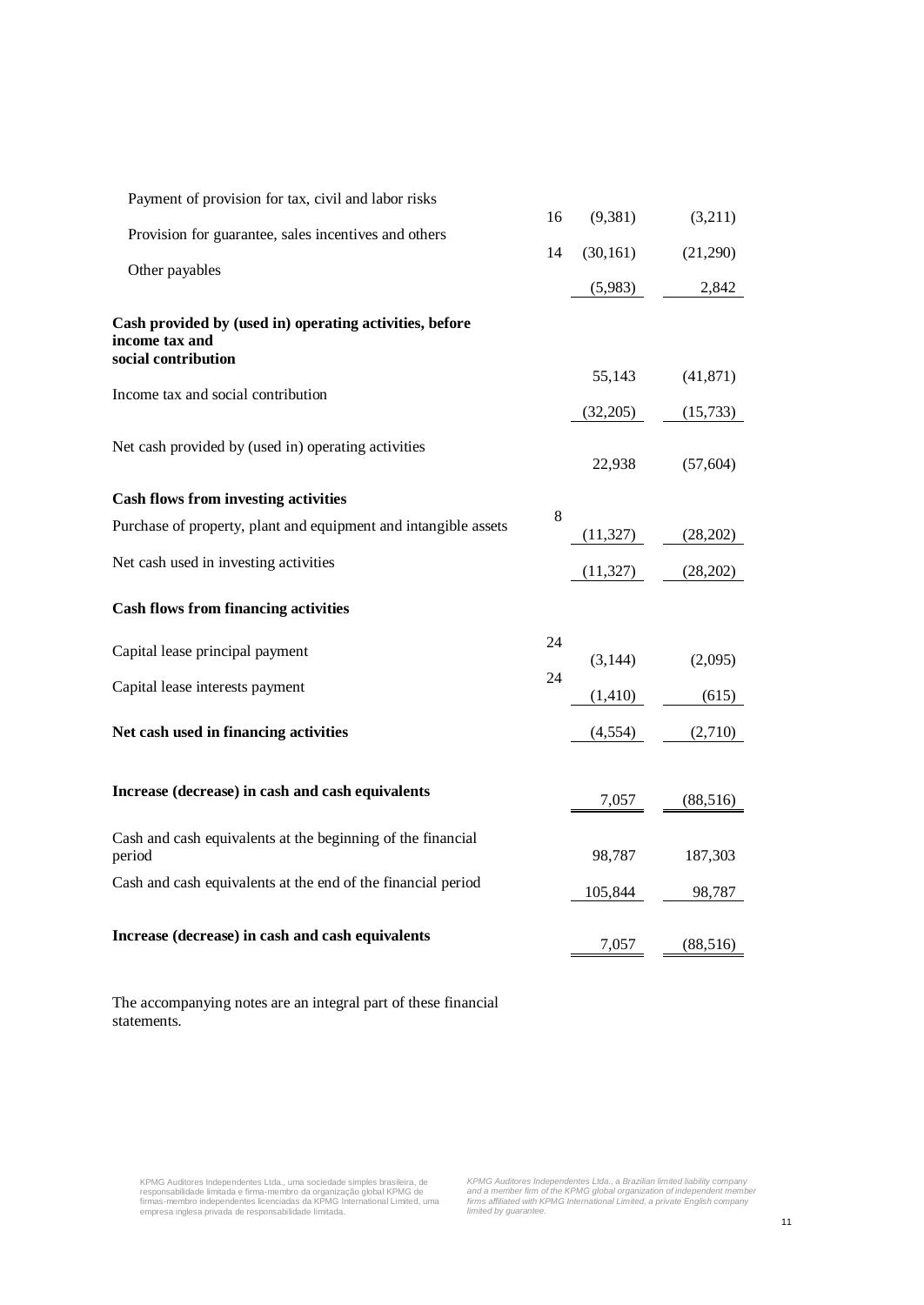| | Note | | |
|---|---|---|---|
| Payment of provision for tax, civil and labor risks | 16 | (9,381) | (3,211) |
| Provision for guarantee, sales incentives and others | 14 | (30,161) | (21,290) |
| Other payables | | (5,983) | 2,842 |
| **Cash provided by (used in) operating activities, before income tax and social contribution** | | 55,143 | (41,871) |
| Income tax and social contribution | | (32,205) | (15,733) |
| Net cash provided by (used in) operating activities | | 22,938 | (57,604) |
| **Cash flows from investing activities** | | | |
| Purchase of property, plant and equipment and intangible assets | 8 | (11,327) | (28,202) |
| Net cash used in investing activities | | (11,327) | (28,202) |
| **Cash flows from financing activities** | | | |
| Capital lease principal payment | 24 | (3,144) | (2,095) |
| Capital lease interests payment | 24 | (1,410) | (615) |
| **Net cash used in financing activities** | | (4,554) | (2,710) |
| **Increase (decrease) in cash and cash equivalents** | | 7,057 | (88,516) |
| Cash and cash equivalents at the beginning of the financial period | | 98,787 | 187,303 |
| Cash and cash equivalents at the end of the financial period | | 105,844 | 98,787 |
| **Increase (decrease) in cash and cash equivalents** | | 7,057 | (88,516) |

The accompanying notes are an integral part of these financial statements.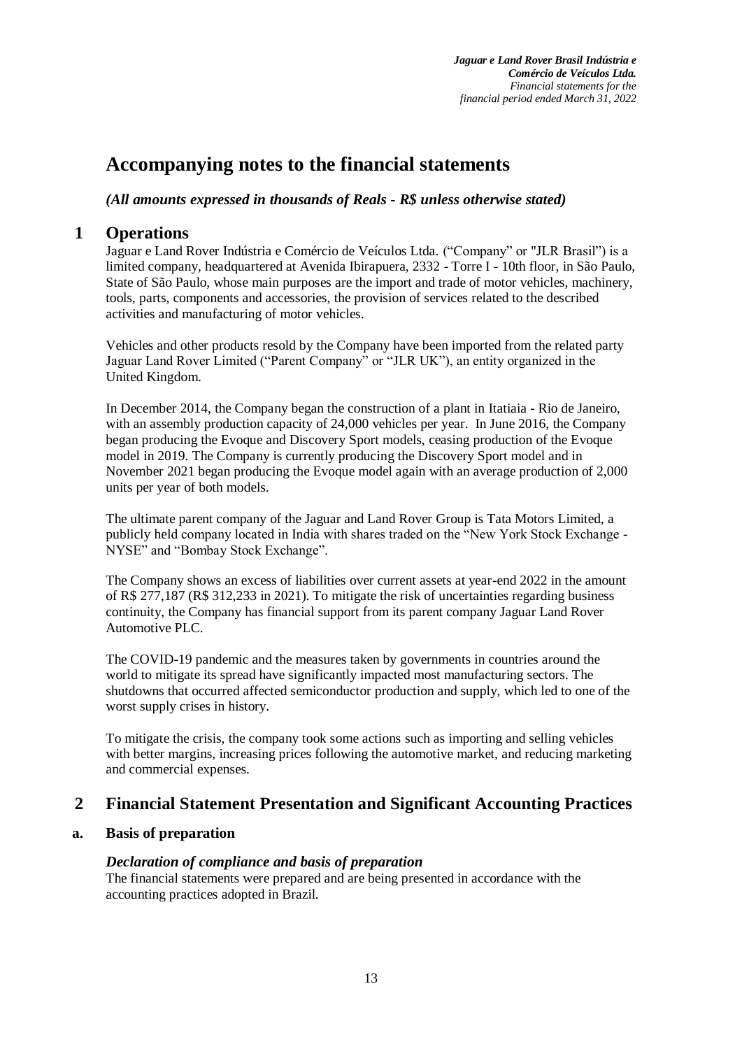# Accompanying notes to the financial statements

***(All amounts expressed in thousands of Reals - R$ unless otherwise stated)***

## 1 Operations

Jaguar e Land Rover Indústria e Comércio de Veículos Ltda. ("Company" or "JLR Brasil") is a limited company, headquartered at Avenida Ibirapuera, 2332 - Torre I - 10th floor, in São Paulo, State of São Paulo, whose main purposes are the import and trade of motor vehicles, machinery, tools, parts, components and accessories, the provision of services related to the described activities and manufacturing of motor vehicles.

Vehicles and other products resold by the Company have been imported from the related party Jaguar Land Rover Limited ("Parent Company" or "JLR UK"), an entity organized in the United Kingdom.

In December 2014, the Company began the construction of a plant in Itatiaia - Rio de Janeiro, with an assembly production capacity of 24,000 vehicles per year. In June 2016, the Company began producing the Evoque and Discovery Sport models, ceasing production of the Evoque model in 2019. The Company is currently producing the Discovery Sport model and in November 2021 began producing the Evoque model again with an average production of 2,000 units per year of both models.

The ultimate parent company of the Jaguar and Land Rover Group is Tata Motors Limited, a publicly held company located in India with shares traded on the "New York Stock Exchange - NYSE" and "Bombay Stock Exchange".

The Company shows an excess of liabilities over current assets at year-end 2022 in the amount of R$ 277,187 (R$ 312,233 in 2021). To mitigate the risk of uncertainties regarding business continuity, the Company has financial support from its parent company Jaguar Land Rover Automotive PLC.

The COVID-19 pandemic and the measures taken by governments in countries around the world to mitigate its spread have significantly impacted most manufacturing sectors. The shutdowns that occurred affected semiconductor production and supply, which led to one of the worst supply crises in history.

To mitigate the crisis, the company took some actions such as importing and selling vehicles with better margins, increasing prices following the automotive market, and reducing marketing and commercial expenses.

## 2 Financial Statement Presentation and Significant Accounting Practices

### a. Basis of preparation

#### *Declaration of compliance and basis of preparation*

The financial statements were prepared and are being presented in accordance with the accounting practices adopted in Brazil.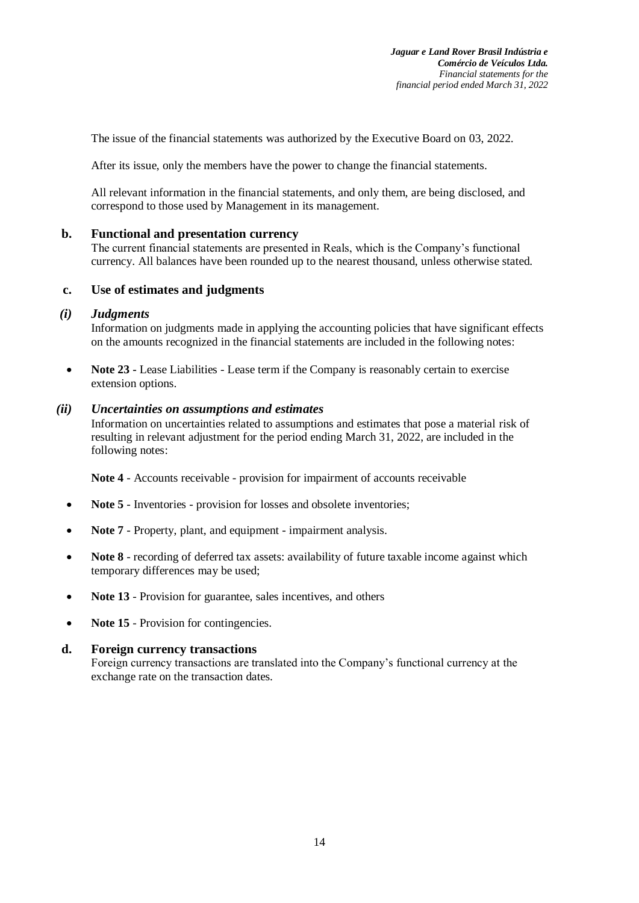The issue of the financial statements was authorized by the Executive Board on 03, 2022.

After its issue, only the members have the power to change the financial statements.

All relevant information in the financial statements, and only them, are being disclosed, and correspond to those used by Management in its management.

## b. Functional and presentation currency

The current financial statements are presented in Reals, which is the Company's functional currency. All balances have been rounded up to the nearest thousand, unless otherwise stated.

## c. Use of estimates and judgments

### *(i) Judgments*

Information on judgments made in applying the accounting policies that have significant effects on the amounts recognized in the financial statements are included in the following notes:

- **Note 23 -** Lease Liabilities - Lease term if the Company is reasonably certain to exercise extension options.

### *(ii) Uncertainties on assumptions and estimates*

Information on uncertainties related to assumptions and estimates that pose a material risk of resulting in relevant adjustment for the period ending March 31, 2022, are included in the following notes:

**Note 4** - Accounts receivable - provision for impairment of accounts receivable

- **Note 5** - Inventories - provision for losses and obsolete inventories;
- **Note 7** - Property, plant, and equipment - impairment analysis.
- **Note 8** - recording of deferred tax assets: availability of future taxable income against which temporary differences may be used;
- **Note 13** - Provision for guarantee, sales incentives, and others
- **Note 15** - Provision for contingencies.

## d. Foreign currency transactions

Foreign currency transactions are translated into the Company's functional currency at the exchange rate on the transaction dates.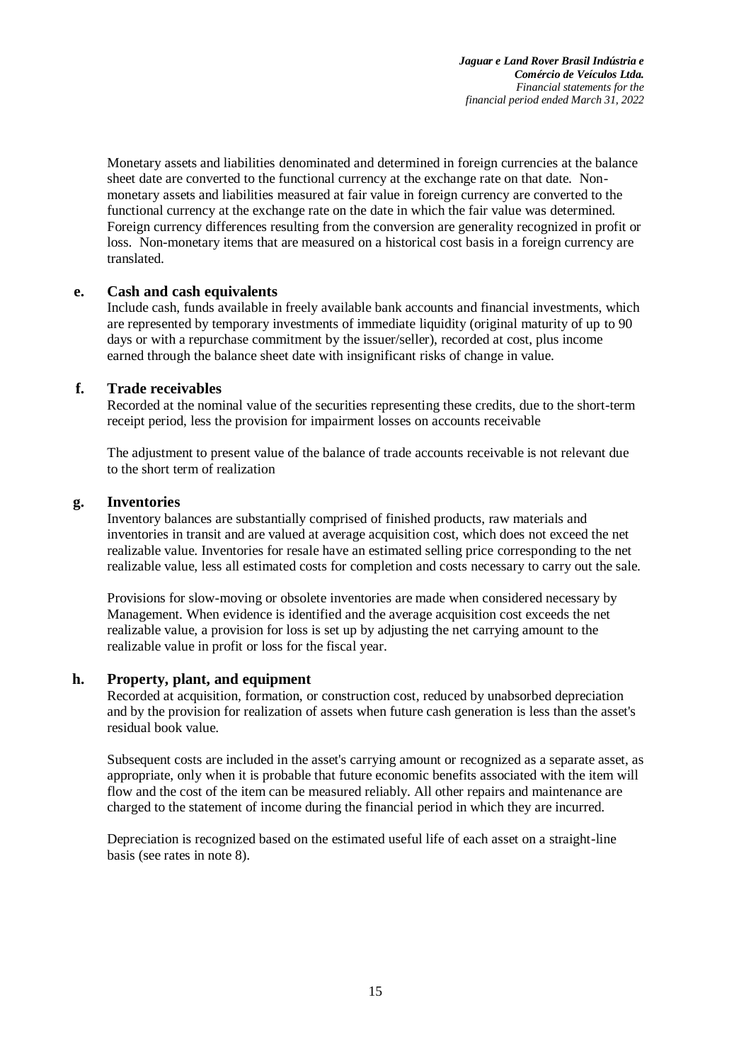Monetary assets and liabilities denominated and determined in foreign currencies at the balance sheet date are converted to the functional currency at the exchange rate on that date. Non-monetary assets and liabilities measured at fair value in foreign currency are converted to the functional currency at the exchange rate on the date in which the fair value was determined. Foreign currency differences resulting from the conversion are generality recognized in profit or loss. Non-monetary items that are measured on a historical cost basis in a foreign currency are translated.

### e. Cash and cash equivalents

Include cash, funds available in freely available bank accounts and financial investments, which are represented by temporary investments of immediate liquidity (original maturity of up to 90 days or with a repurchase commitment by the issuer/seller), recorded at cost, plus income earned through the balance sheet date with insignificant risks of change in value.

### f. Trade receivables

Recorded at the nominal value of the securities representing these credits, due to the short-term receipt period, less the provision for impairment losses on accounts receivable

The adjustment to present value of the balance of trade accounts receivable is not relevant due to the short term of realization

### g. Inventories

Inventory balances are substantially comprised of finished products, raw materials and inventories in transit and are valued at average acquisition cost, which does not exceed the net realizable value. Inventories for resale have an estimated selling price corresponding to the net realizable value, less all estimated costs for completion and costs necessary to carry out the sale.

Provisions for slow-moving or obsolete inventories are made when considered necessary by Management. When evidence is identified and the average acquisition cost exceeds the net realizable value, a provision for loss is set up by adjusting the net carrying amount to the realizable value in profit or loss for the fiscal year.

### h. Property, plant, and equipment

Recorded at acquisition, formation, or construction cost, reduced by unabsorbed depreciation and by the provision for realization of assets when future cash generation is less than the asset's residual book value.

Subsequent costs are included in the asset's carrying amount or recognized as a separate asset, as appropriate, only when it is probable that future economic benefits associated with the item will flow and the cost of the item can be measured reliably. All other repairs and maintenance are charged to the statement of income during the financial period in which they are incurred.

Depreciation is recognized based on the estimated useful life of each asset on a straight-line basis (see rates in note 8).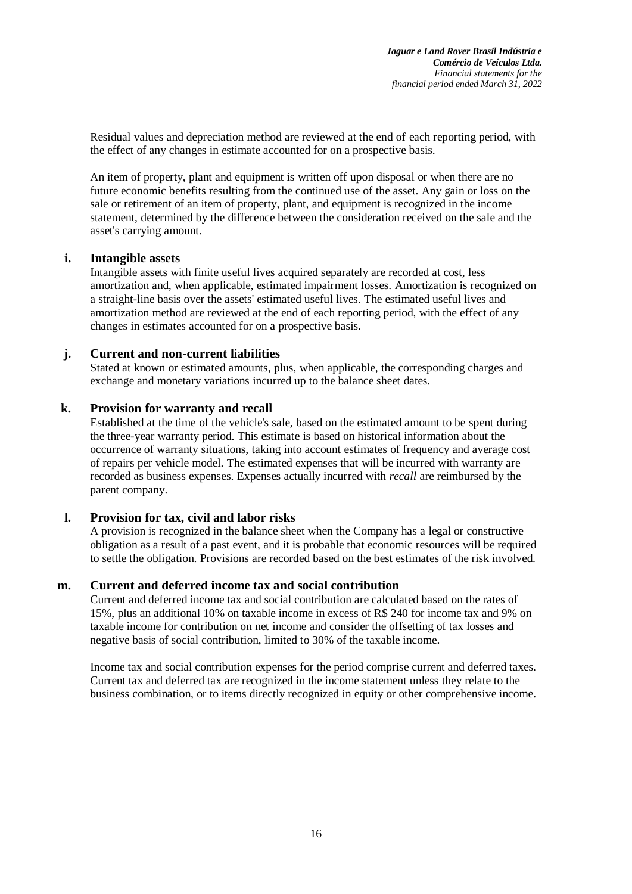Residual values and depreciation method are reviewed at the end of each reporting period, with the effect of any changes in estimate accounted for on a prospective basis.

An item of property, plant and equipment is written off upon disposal or when there are no future economic benefits resulting from the continued use of the asset. Any gain or loss on the sale or retirement of an item of property, plant, and equipment is recognized in the income statement, determined by the difference between the consideration received on the sale and the asset's carrying amount.

**i. Intangible assets**

Intangible assets with finite useful lives acquired separately are recorded at cost, less amortization and, when applicable, estimated impairment losses. Amortization is recognized on a straight-line basis over the assets' estimated useful lives. The estimated useful lives and amortization method are reviewed at the end of each reporting period, with the effect of any changes in estimates accounted for on a prospective basis.

**j. Current and non-current liabilities**

Stated at known or estimated amounts, plus, when applicable, the corresponding charges and exchange and monetary variations incurred up to the balance sheet dates.

**k. Provision for warranty and recall**

Established at the time of the vehicle's sale, based on the estimated amount to be spent during the three-year warranty period. This estimate is based on historical information about the occurrence of warranty situations, taking into account estimates of frequency and average cost of repairs per vehicle model. The estimated expenses that will be incurred with warranty are recorded as business expenses. Expenses actually incurred with *recall* are reimbursed by the parent company.

**l. Provision for tax, civil and labor risks**

A provision is recognized in the balance sheet when the Company has a legal or constructive obligation as a result of a past event, and it is probable that economic resources will be required to settle the obligation. Provisions are recorded based on the best estimates of the risk involved.

**m. Current and deferred income tax and social contribution**

Current and deferred income tax and social contribution are calculated based on the rates of 15%, plus an additional 10% on taxable income in excess of R$ 240 for income tax and 9% on taxable income for contribution on net income and consider the offsetting of tax losses and negative basis of social contribution, limited to 30% of the taxable income.

Income tax and social contribution expenses for the period comprise current and deferred taxes. Current tax and deferred tax are recognized in the income statement unless they relate to the business combination, or to items directly recognized in equity or other comprehensive income.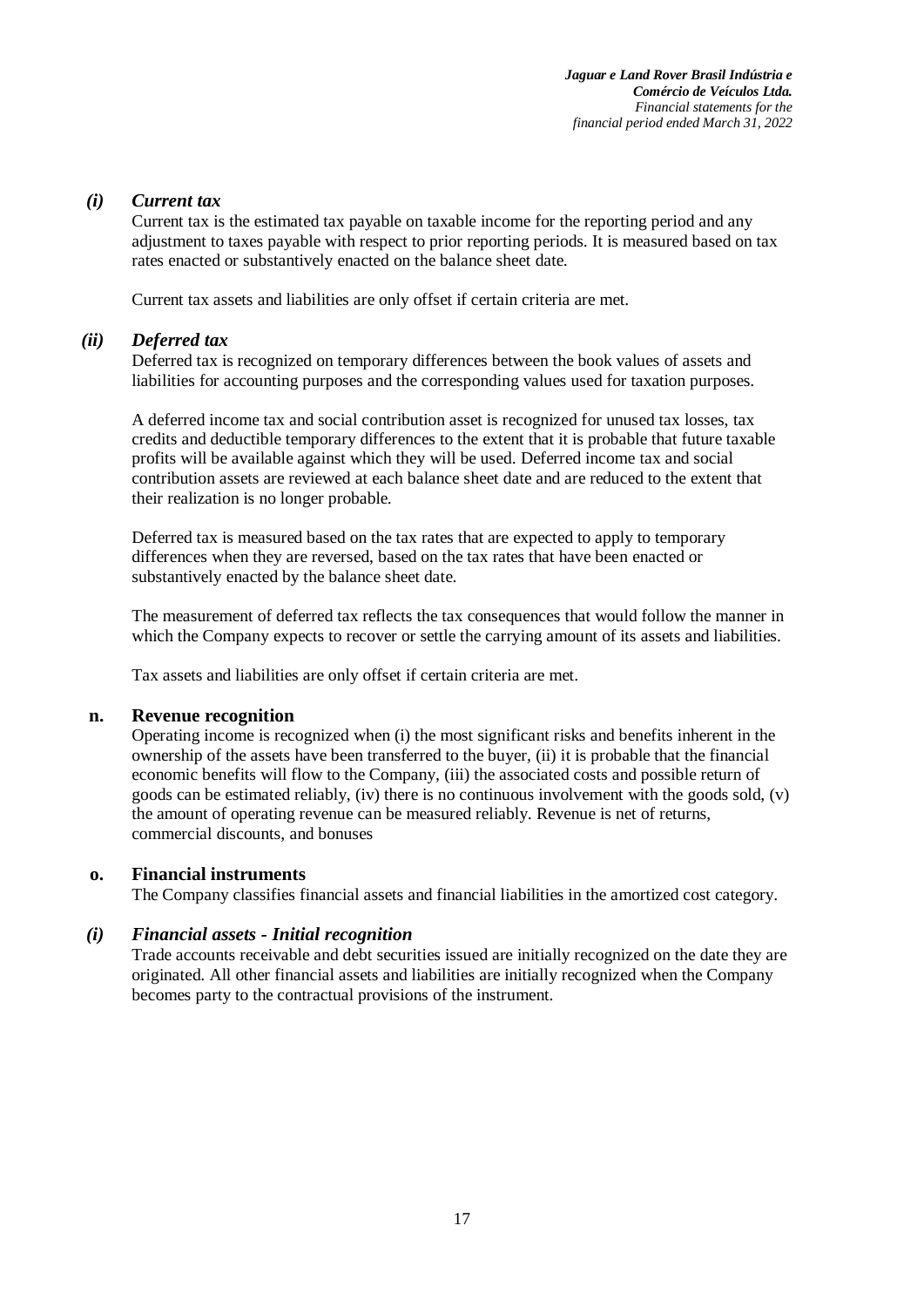### *(i) Current tax*

Current tax is the estimated tax payable on taxable income for the reporting period and any adjustment to taxes payable with respect to prior reporting periods. It is measured based on tax rates enacted or substantively enacted on the balance sheet date.

Current tax assets and liabilities are only offset if certain criteria are met.

### *(ii) Deferred tax*

Deferred tax is recognized on temporary differences between the book values of assets and liabilities for accounting purposes and the corresponding values used for taxation purposes.

A deferred income tax and social contribution asset is recognized for unused tax losses, tax credits and deductible temporary differences to the extent that it is probable that future taxable profits will be available against which they will be used. Deferred income tax and social contribution assets are reviewed at each balance sheet date and are reduced to the extent that their realization is no longer probable.

Deferred tax is measured based on the tax rates that are expected to apply to temporary differences when they are reversed, based on the tax rates that have been enacted or substantively enacted by the balance sheet date.

The measurement of deferred tax reflects the tax consequences that would follow the manner in which the Company expects to recover or settle the carrying amount of its assets and liabilities.

Tax assets and liabilities are only offset if certain criteria are met.

## n. Revenue recognition

Operating income is recognized when (i) the most significant risks and benefits inherent in the ownership of the assets have been transferred to the buyer, (ii) it is probable that the financial economic benefits will flow to the Company, (iii) the associated costs and possible return of goods can be estimated reliably, (iv) there is no continuous involvement with the goods sold, (v) the amount of operating revenue can be measured reliably. Revenue is net of returns, commercial discounts, and bonuses

## o. Financial instruments

The Company classifies financial assets and financial liabilities in the amortized cost category.

### *(i) Financial assets - Initial recognition*

Trade accounts receivable and debt securities issued are initially recognized on the date they are originated. All other financial assets and liabilities are initially recognized when the Company becomes party to the contractual provisions of the instrument.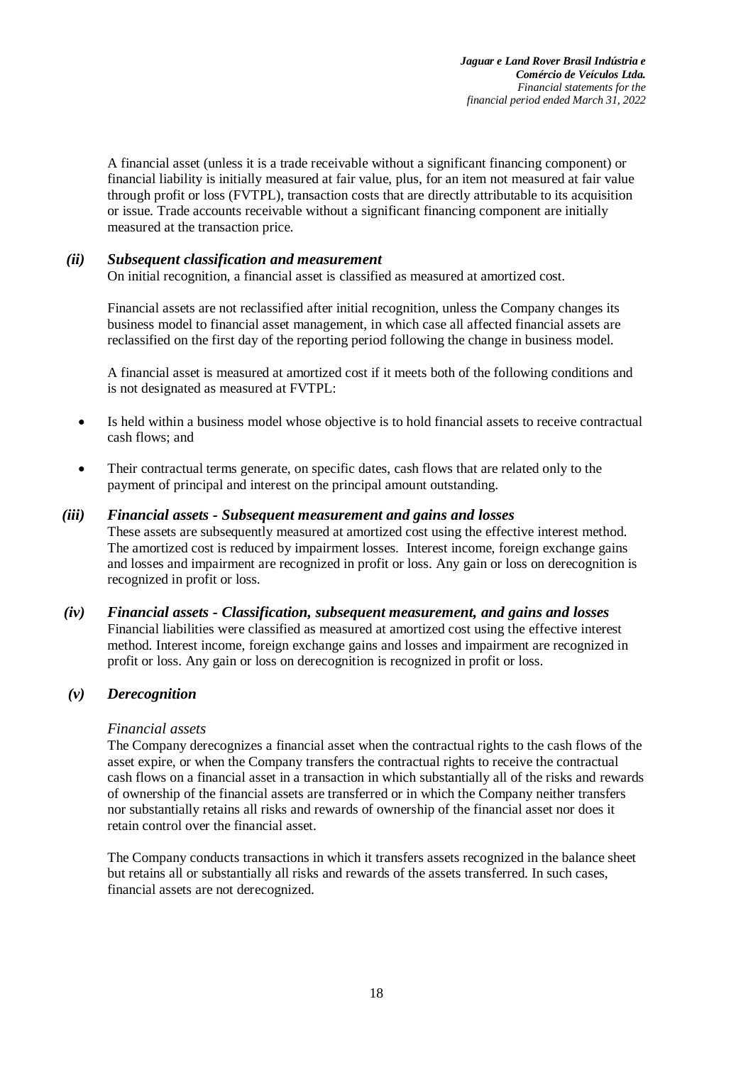A financial asset (unless it is a trade receivable without a significant financing component) or financial liability is initially measured at fair value, plus, for an item not measured at fair value through profit or loss (FVTPL), transaction costs that are directly attributable to its acquisition or issue. Trade accounts receivable without a significant financing component are initially measured at the transaction price.

***(ii) Subsequent classification and measurement***

On initial recognition, a financial asset is classified as measured at amortized cost.

Financial assets are not reclassified after initial recognition, unless the Company changes its business model to financial asset management, in which case all affected financial assets are reclassified on the first day of the reporting period following the change in business model.

A financial asset is measured at amortized cost if it meets both of the following conditions and is not designated as measured at FVTPL:

- Is held within a business model whose objective is to hold financial assets to receive contractual cash flows; and
- Their contractual terms generate, on specific dates, cash flows that are related only to the payment of principal and interest on the principal amount outstanding.

***(iii) Financial assets - Subsequent measurement and gains and losses***

These assets are subsequently measured at amortized cost using the effective interest method. The amortized cost is reduced by impairment losses. Interest income, foreign exchange gains and losses and impairment are recognized in profit or loss. Any gain or loss on derecognition is recognized in profit or loss.

***(iv) Financial assets - Classification, subsequent measurement, and gains and losses***

Financial liabilities were classified as measured at amortized cost using the effective interest method. Interest income, foreign exchange gains and losses and impairment are recognized in profit or loss. Any gain or loss on derecognition is recognized in profit or loss.

***(v) Derecognition***

*Financial assets*

The Company derecognizes a financial asset when the contractual rights to the cash flows of the asset expire, or when the Company transfers the contractual rights to receive the contractual cash flows on a financial asset in a transaction in which substantially all of the risks and rewards of ownership of the financial assets are transferred or in which the Company neither transfers nor substantially retains all risks and rewards of ownership of the financial asset nor does it retain control over the financial asset.

The Company conducts transactions in which it transfers assets recognized in the balance sheet but retains all or substantially all risks and rewards of the assets transferred. In such cases, financial assets are not derecognized.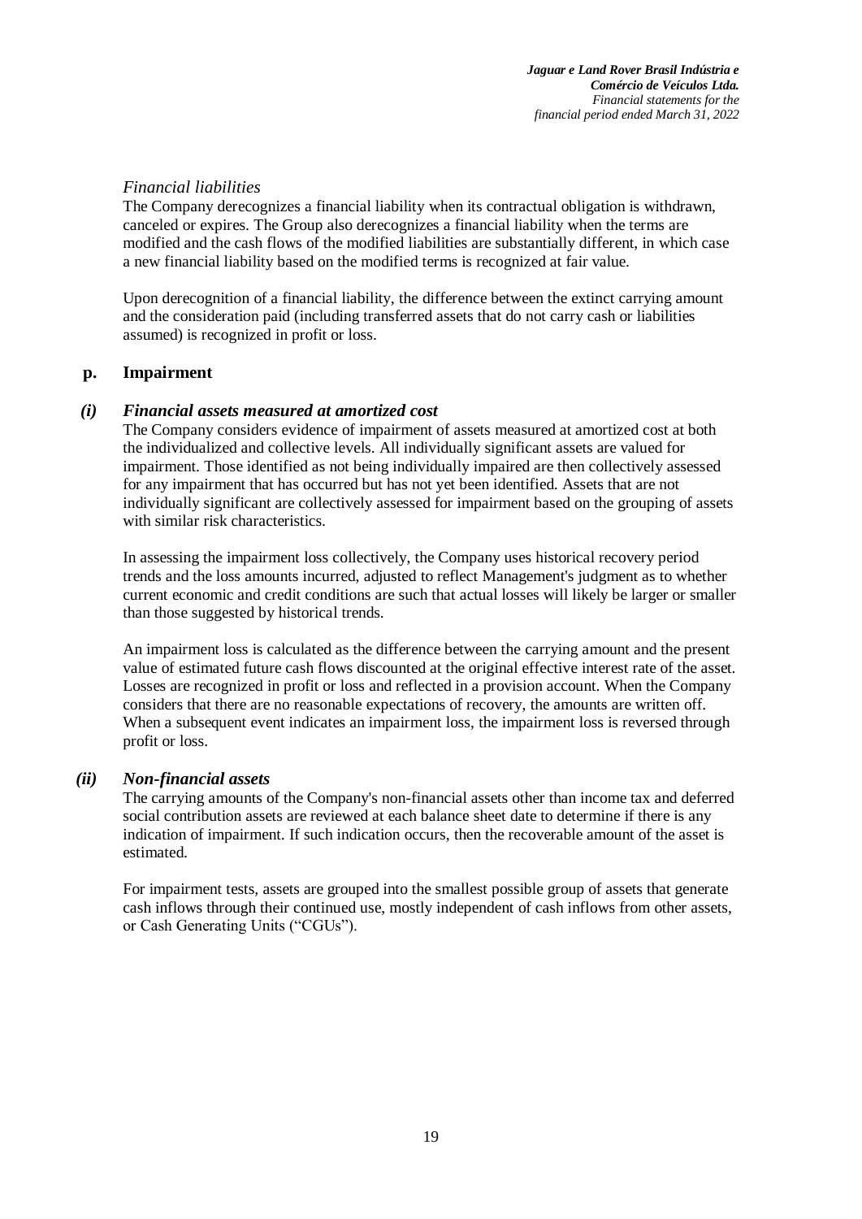*Financial liabilities*

The Company derecognizes a financial liability when its contractual obligation is withdrawn, canceled or expires. The Group also derecognizes a financial liability when the terms are modified and the cash flows of the modified liabilities are substantially different, in which case a new financial liability based on the modified terms is recognized at fair value.

Upon derecognition of a financial liability, the difference between the extinct carrying amount and the consideration paid (including transferred assets that do not carry cash or liabilities assumed) is recognized in profit or loss.

## p. Impairment

### *(i) Financial assets measured at amortized cost*

The Company considers evidence of impairment of assets measured at amortized cost at both the individualized and collective levels. All individually significant assets are valued for impairment. Those identified as not being individually impaired are then collectively assessed for any impairment that has occurred but has not yet been identified. Assets that are not individually significant are collectively assessed for impairment based on the grouping of assets with similar risk characteristics.

In assessing the impairment loss collectively, the Company uses historical recovery period trends and the loss amounts incurred, adjusted to reflect Management's judgment as to whether current economic and credit conditions are such that actual losses will likely be larger or smaller than those suggested by historical trends.

An impairment loss is calculated as the difference between the carrying amount and the present value of estimated future cash flows discounted at the original effective interest rate of the asset. Losses are recognized in profit or loss and reflected in a provision account. When the Company considers that there are no reasonable expectations of recovery, the amounts are written off. When a subsequent event indicates an impairment loss, the impairment loss is reversed through profit or loss.

### *(ii) Non-financial assets*

The carrying amounts of the Company's non-financial assets other than income tax and deferred social contribution assets are reviewed at each balance sheet date to determine if there is any indication of impairment. If such indication occurs, then the recoverable amount of the asset is estimated.

For impairment tests, assets are grouped into the smallest possible group of assets that generate cash inflows through their continued use, mostly independent of cash inflows from other assets, or Cash Generating Units ("CGUs").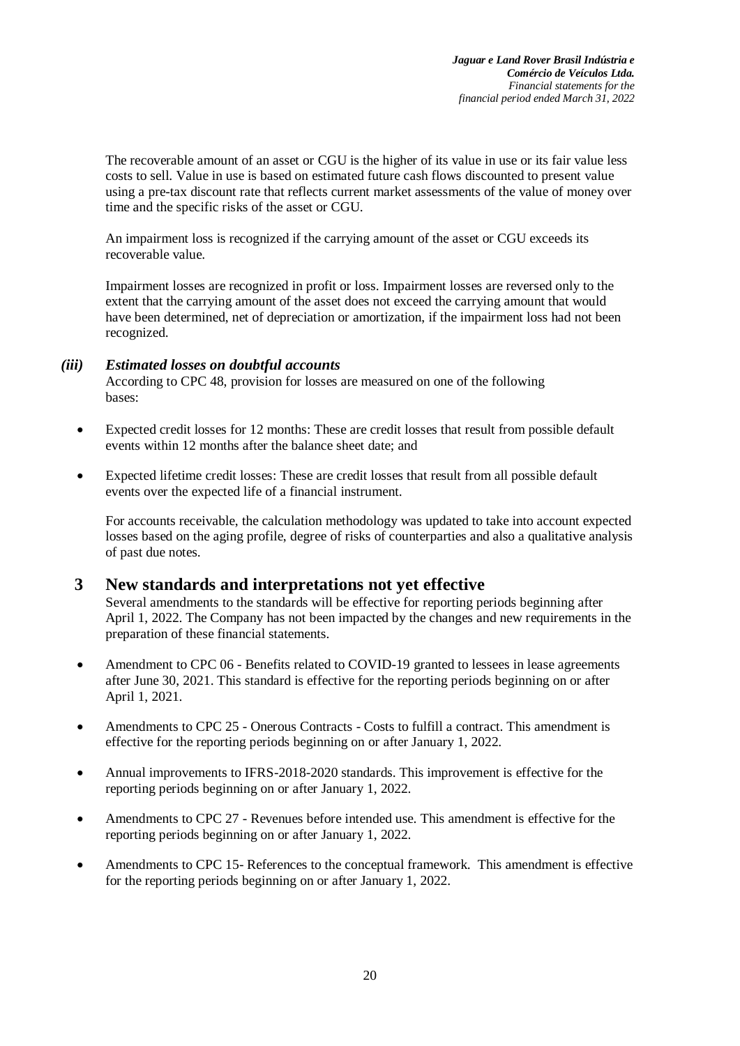The recoverable amount of an asset or CGU is the higher of its value in use or its fair value less costs to sell. Value in use is based on estimated future cash flows discounted to present value using a pre-tax discount rate that reflects current market assessments of the value of money over time and the specific risks of the asset or CGU.

An impairment loss is recognized if the carrying amount of the asset or CGU exceeds its recoverable value.

Impairment losses are recognized in profit or loss. Impairment losses are reversed only to the extent that the carrying amount of the asset does not exceed the carrying amount that would have been determined, net of depreciation or amortization, if the impairment loss had not been recognized.

#### *(iii) Estimated losses on doubtful accounts*

According to CPC 48, provision for losses are measured on one of the following bases:

- Expected credit losses for 12 months: These are credit losses that result from possible default events within 12 months after the balance sheet date; and
- Expected lifetime credit losses: These are credit losses that result from all possible default events over the expected life of a financial instrument.

For accounts receivable, the calculation methodology was updated to take into account expected losses based on the aging profile, degree of risks of counterparties and also a qualitative analysis of past due notes.

## 3 New standards and interpretations not yet effective

Several amendments to the standards will be effective for reporting periods beginning after April 1, 2022. The Company has not been impacted by the changes and new requirements in the preparation of these financial statements.

- Amendment to CPC 06 - Benefits related to COVID-19 granted to lessees in lease agreements after June 30, 2021. This standard is effective for the reporting periods beginning on or after April 1, 2021.
- Amendments to CPC 25 - Onerous Contracts - Costs to fulfill a contract. This amendment is effective for the reporting periods beginning on or after January 1, 2022.
- Annual improvements to IFRS-2018-2020 standards. This improvement is effective for the reporting periods beginning on or after January 1, 2022.
- Amendments to CPC 27 - Revenues before intended use. This amendment is effective for the reporting periods beginning on or after January 1, 2022.
- Amendments to CPC 15- References to the conceptual framework. This amendment is effective for the reporting periods beginning on or after January 1, 2022.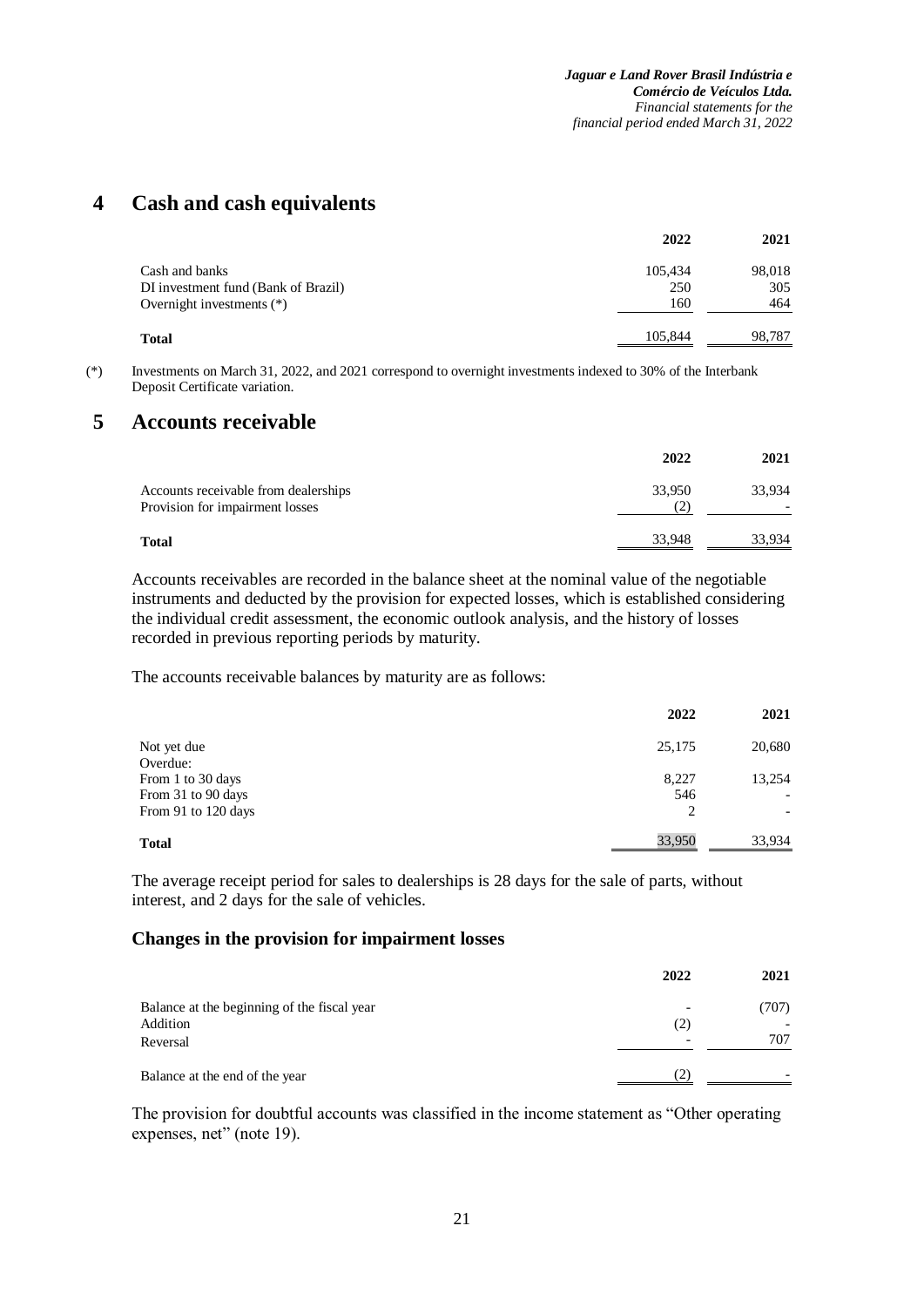## 4 Cash and cash equivalents

| | 2022 | 2021 |
|---|---|---|
| Cash and banks | 105,434 | 98,018 |
| DI investment fund (Bank of Brazil) | 250 | 305 |
| Overnight investments (*) | 160 | 464 |
| **Total** | 105,844 | 98,787 |

(*) Investments on March 31, 2022, and 2021 correspond to overnight investments indexed to 30% of the Interbank Deposit Certificate variation.

## 5 Accounts receivable

| | 2022 | 2021 |
|---|---|---|
| Accounts receivable from dealerships | 33,950 | 33,934 |
| Provision for impairment losses | (2) | - |
| **Total** | 33,948 | 33,934 |

Accounts receivables are recorded in the balance sheet at the nominal value of the negotiable instruments and deducted by the provision for expected losses, which is established considering the individual credit assessment, the economic outlook analysis, and the history of losses recorded in previous reporting periods by maturity.

The accounts receivable balances by maturity are as follows:

| | 2022 | 2021 |
|---|---|---|
| Not yet due | 25,175 | 20,680 |
| Overdue: | | |
| From 1 to 30 days | 8,227 | 13,254 |
| From 31 to 90 days | 546 | - |
| From 91 to 120 days | 2 | - |
| **Total** | 33,950 | 33,934 |

The average receipt period for sales to dealerships is 28 days for the sale of parts, without interest, and 2 days for the sale of vehicles.

### Changes in the provision for impairment losses

| | 2022 | 2021 |
|---|---|---|
| Balance at the beginning of the fiscal year | - | (707) |
| Addition | (2) | - |
| Reversal | - | 707 |
| Balance at the end of the year | (2) | - |

The provision for doubtful accounts was classified in the income statement as "Other operating expenses, net" (note 19).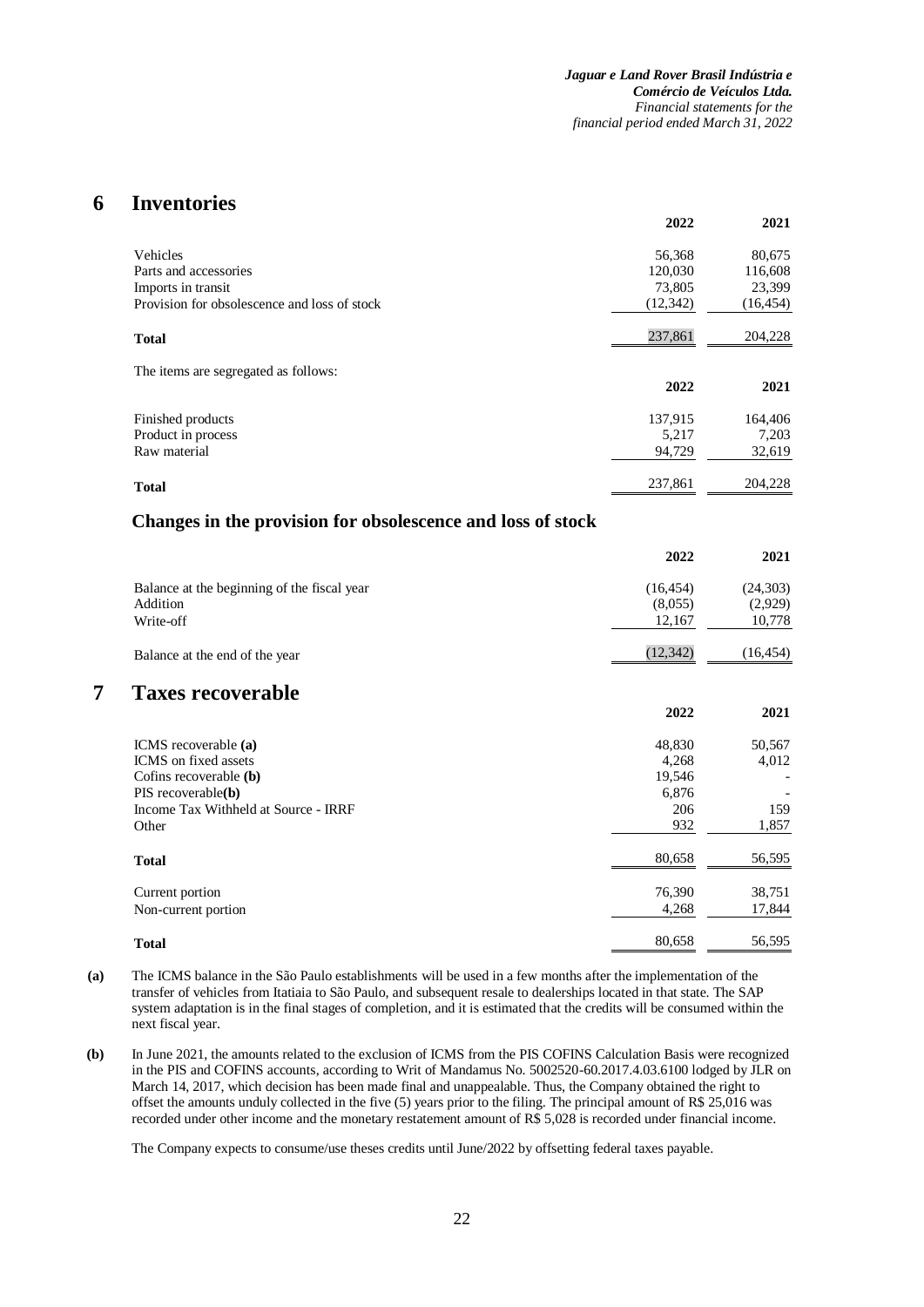## 6 Inventories

| | 2022 | 2021 |
|---|---|---|
| Vehicles | 56,368 | 80,675 |
| Parts and accessories | 120,030 | 116,608 |
| Imports in transit | 73,805 | 23,399 |
| Provision for obsolescence and loss of stock | (12,342) | (16,454) |
| **Total** | 237,861 | 204,228 |

The items are segregated as follows:

| | 2022 | 2021 |
|---|---|---|
| Finished products | 137,915 | 164,406 |
| Product in process | 5,217 | 7,203 |
| Raw material | 94,729 | 32,619 |
| **Total** | 237,861 | 204,228 |

### Changes in the provision for obsolescence and loss of stock

| | 2022 | 2021 |
|---|---|---|
| Balance at the beginning of the fiscal year | (16,454) | (24,303) |
| Addition | (8,055) | (2,929) |
| Write-off | 12,167 | 10,778 |
| Balance at the end of the year | (12,342) | (16,454) |

## 7 Taxes recoverable

| | 2022 | 2021 |
|---|---|---|
| ICMS recoverable **(a)** | 48,830 | 50,567 |
| ICMS on fixed assets | 4,268 | 4,012 |
| Cofins recoverable **(b)** | 19,546 | - |
| PIS recoverable**(b)** | 6,876 | - |
| Income Tax Withheld at Source - IRRF | 206 | 159 |
| Other | 932 | 1,857 |
| **Total** | 80,658 | 56,595 |
| Current portion | 76,390 | 38,751 |
| Non-current portion | 4,268 | 17,844 |
| **Total** | 80,658 | 56,595 |

**(a)** The ICMS balance in the São Paulo establishments will be used in a few months after the implementation of the transfer of vehicles from Itatiaia to São Paulo, and subsequent resale to dealerships located in that state. The SAP system adaptation is in the final stages of completion, and it is estimated that the credits will be consumed within the next fiscal year.

**(b)** In June 2021, the amounts related to the exclusion of ICMS from the PIS COFINS Calculation Basis were recognized in the PIS and COFINS accounts, according to Writ of Mandamus No. 5002520-60.2017.4.03.6100 lodged by JLR on March 14, 2017, which decision has been made final and unappealable. Thus, the Company obtained the right to offset the amounts unduly collected in the five (5) years prior to the filing. The principal amount of R$ 25,016 was recorded under other income and the monetary restatement amount of R$ 5,028 is recorded under financial income.

The Company expects to consume/use theses credits until June/2022 by offsetting federal taxes payable.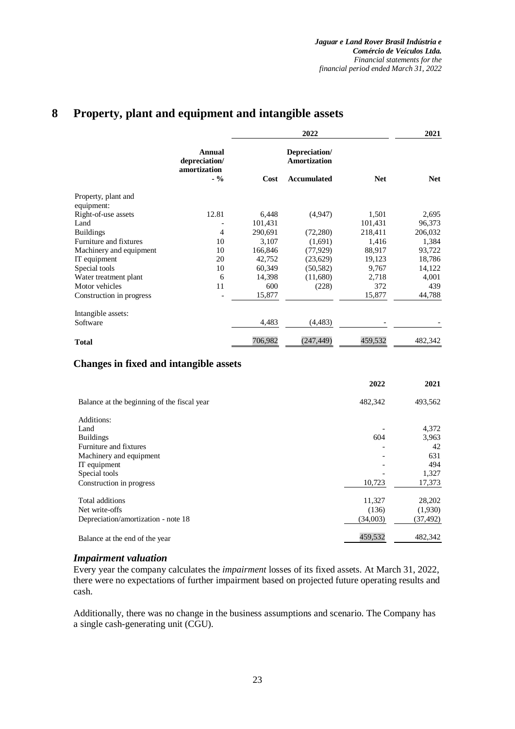# 8 Property, plant and equipment and intangible assets

| | | 2022 | | | 2021 |
|---|---|---|---|---|---|
| | Annual depreciation/ amortization - % | Cost | Depreciation/ Amortization Accumulated | Net | Net |
| Property, plant and equipment: | | | | | |
| Right-of-use assets | 12.81 | 6,448 | (4,947) | 1,501 | 2,695 |
| Land | - | 101,431 | | 101,431 | 96,373 |
| Buildings | 4 | 290,691 | (72,280) | 218,411 | 206,032 |
| Furniture and fixtures | 10 | 3,107 | (1,691) | 1,416 | 1,384 |
| Machinery and equipment | 10 | 166,846 | (77,929) | 88,917 | 93,722 |
| IT equipment | 20 | 42,752 | (23,629) | 19,123 | 18,786 |
| Special tools | 10 | 60,349 | (50,582) | 9,767 | 14,122 |
| Water treatment plant | 6 | 14,398 | (11,680) | 2,718 | 4,001 |
| Motor vehicles | 11 | 600 | (228) | 372 | 439 |
| Construction in progress | - | 15,877 | | 15,877 | 44,788 |
| Intangible assets: | | | | | |
| Software | | 4,483 | (4,483) | - | - |
| **Total** | | 706,982 | (247,449) | 459,532 | 482,342 |

## Changes in fixed and intangible assets

| | 2022 | 2021 |
|---|---|---|
| Balance at the beginning of the fiscal year | 482,342 | 493,562 |
| Additions: | | |
| Land | - | 4,372 |
| Buildings | 604 | 3,963 |
| Furniture and fixtures | - | 42 |
| Machinery and equipment | - | 631 |
| IT equipment | - | 494 |
| Special tools | - | 1,327 |
| Construction in progress | 10,723 | 17,373 |
| Total additions | 11,327 | 28,202 |
| Net write-offs | (136) | (1,930) |
| Depreciation/amortization - note 18 | (34,003) | (37,492) |
| Balance at the end of the year | 459,532 | 482,342 |

### *Impairment valuation*

Every year the company calculates the *impairment* losses of its fixed assets. At March 31, 2022, there were no expectations of further impairment based on projected future operating results and cash.

Additionally, there was no change in the business assumptions and scenario. The Company has a single cash-generating unit (CGU).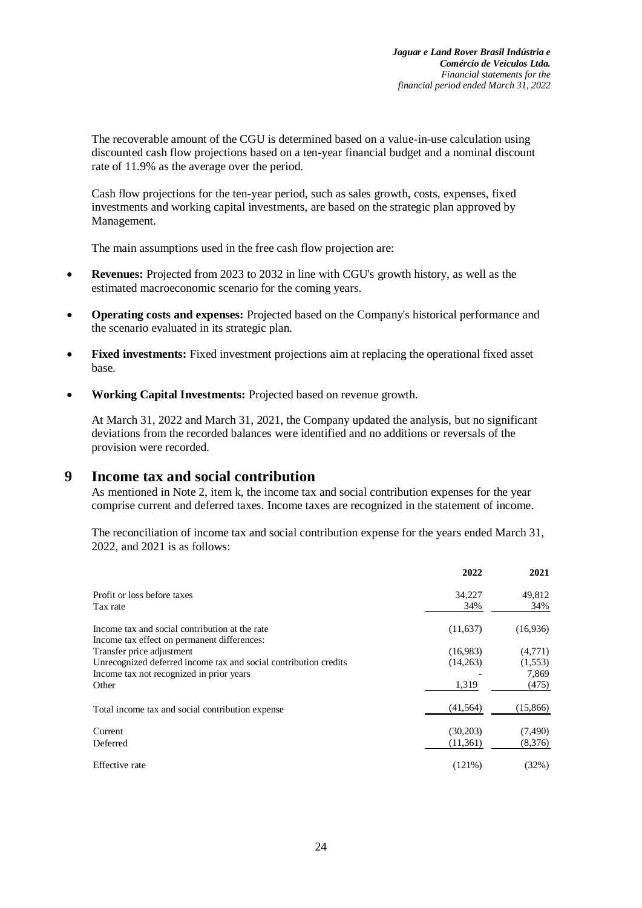The recoverable amount of the CGU is determined based on a value-in-use calculation using discounted cash flow projections based on a ten-year financial budget and a nominal discount rate of 11.9% as the average over the period.

Cash flow projections for the ten-year period, such as sales growth, costs, expenses, fixed investments and working capital investments, are based on the strategic plan approved by Management.

The main assumptions used in the free cash flow projection are:

- **Revenues:** Projected from 2023 to 2032 in line with CGU's growth history, as well as the estimated macroeconomic scenario for the coming years.
- **Operating costs and expenses:** Projected based on the Company's historical performance and the scenario evaluated in its strategic plan.
- **Fixed investments:** Fixed investment projections aim at replacing the operational fixed asset base.
- **Working Capital Investments:** Projected based on revenue growth.

At March 31, 2022 and March 31, 2021, the Company updated the analysis, but no significant deviations from the recorded balances were identified and no additions or reversals of the provision were recorded.

# 9 Income tax and social contribution

As mentioned in Note 2, item k, the income tax and social contribution expenses for the year comprise current and deferred taxes. Income taxes are recognized in the statement of income.

The reconciliation of income tax and social contribution expense for the years ended March 31, 2022, and 2021 is as follows:

| | 2022 | 2021 |
|---|---|---|
| Profit or loss before taxes | 34,227 | 49,812 |
| Tax rate | 34% | 34% |
| Income tax and social contribution at the rate | (11,637) | (16,936) |
| Income tax effect on permanent differences: | | |
| Transfer price adjustment | (16,983) | (4,771) |
| Unrecognized deferred income tax and social contribution credits | (14,263) | (1,553) |
| Income tax not recognized in prior years | - | 7,869 |
| Other | 1,319 | (475) |
| Total income tax and social contribution expense | (41,564) | (15,866) |
| Current | (30,203) | (7,490) |
| Deferred | (11,361) | (8,376) |
| Effective rate | (121%) | (32%) |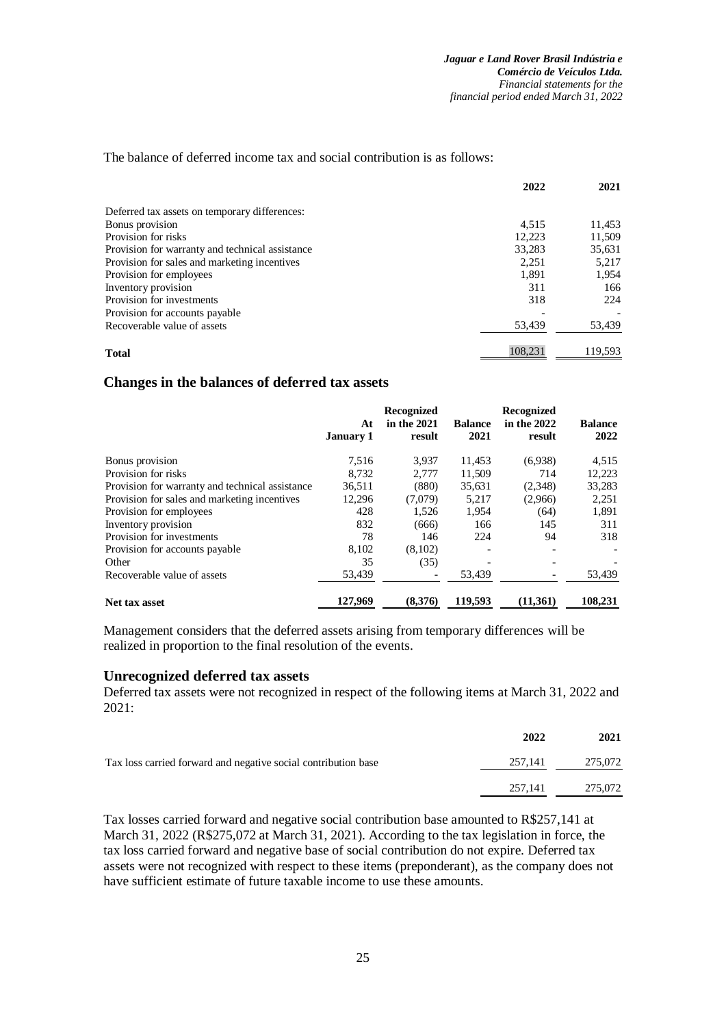The balance of deferred income tax and social contribution is as follows:

| | 2022 | 2021 |
|---|---|---|
| Deferred tax assets on temporary differences: | | |
| Bonus provision | 4,515 | 11,453 |
| Provision for risks | 12,223 | 11,509 |
| Provision for warranty and technical assistance | 33,283 | 35,631 |
| Provision for sales and marketing incentives | 2,251 | 5,217 |
| Provision for employees | 1,891 | 1,954 |
| Inventory provision | 311 | 166 |
| Provision for investments | 318 | 224 |
| Provision for accounts payable | - | - |
| Recoverable value of assets | 53,439 | 53,439 |
| **Total** | 108,231 | 119,593 |

## Changes in the balances of deferred tax assets

| | At January 1 | Recognized in the 2021 result | Balance 2021 | Recognized in the 2022 result | Balance 2022 |
|---|---|---|---|---|---|
| Bonus provision | 7,516 | 3,937 | 11,453 | (6,938) | 4,515 |
| Provision for risks | 8,732 | 2,777 | 11,509 | 714 | 12,223 |
| Provision for warranty and technical assistance | 36,511 | (880) | 35,631 | (2,348) | 33,283 |
| Provision for sales and marketing incentives | 12,296 | (7,079) | 5,217 | (2,966) | 2,251 |
| Provision for employees | 428 | 1,526 | 1,954 | (64) | 1,891 |
| Inventory provision | 832 | (666) | 166 | 145 | 311 |
| Provision for investments | 78 | 146 | 224 | 94 | 318 |
| Provision for accounts payable | 8,102 | (8,102) | - | - | - |
| Other | 35 | (35) | - | - | - |
| Recoverable value of assets | 53,439 | - | 53,439 | - | 53,439 |
| **Net tax asset** | **127,969** | **(8,376)** | **119,593** | **(11,361)** | **108,231** |

Management considers that the deferred assets arising from temporary differences will be realized in proportion to the final resolution of the events.

## Unrecognized deferred tax assets

Deferred tax assets were not recognized in respect of the following items at March 31, 2022 and 2021:

| | 2022 | 2021 |
|---|---|---|
| Tax loss carried forward and negative social contribution base | 257,141 | 275,072 |
| | 257,141 | 275,072 |

Tax losses carried forward and negative social contribution base amounted to R$257,141 at March 31, 2022 (R$275,072 at March 31, 2021). According to the tax legislation in force, the tax loss carried forward and negative base of social contribution do not expire. Deferred tax assets were not recognized with respect to these items (preponderant), as the company does not have sufficient estimate of future taxable income to use these amounts.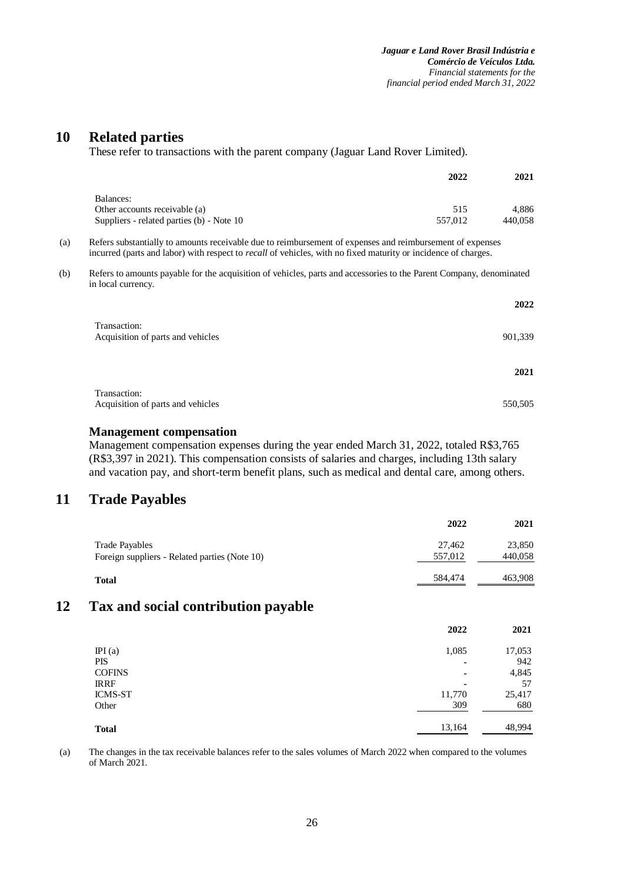# 10 Related parties

These refer to transactions with the parent company (Jaguar Land Rover Limited).

| | 2022 | 2021 |
|---|---|---|
| Balances: | | |
| Other accounts receivable (a) | 515 | 4,886 |
| Suppliers - related parties (b) - Note 10 | 557,012 | 440,058 |

(a) Refers substantially to amounts receivable due to reimbursement of expenses and reimbursement of expenses incurred (parts and labor) with respect to *recall* of vehicles, with no fixed maturity or incidence of charges.

(b) Refers to amounts payable for the acquisition of vehicles, parts and accessories to the Parent Company, denominated in local currency.

| | 2022 |
|---|---|
| Transaction: | |
| Acquisition of parts and vehicles | 901,339 |

| | 2021 |
|---|---|
| Transaction: | |
| Acquisition of parts and vehicles | 550,505 |

### Management compensation

Management compensation expenses during the year ended March 31, 2022, totaled R$3,765 (R$3,397 in 2021). This compensation consists of salaries and charges, including 13th salary and vacation pay, and short-term benefit plans, such as medical and dental care, among others.

# 11 Trade Payables

| | 2022 | 2021 |
|---|---|---|
| Trade Payables | 27,462 | 23,850 |
| Foreign suppliers - Related parties (Note 10) | 557,012 | 440,058 |
| **Total** | 584,474 | 463,908 |

# 12 Tax and social contribution payable

| | 2022 | 2021 |
|---|---|---|
| IPI (a) | 1,085 | 17,053 |
| PIS | - | 942 |
| COFINS | - | 4,845 |
| IRRF | - | 57 |
| ICMS-ST | 11,770 | 25,417 |
| Other | 309 | 680 |
| **Total** | 13,164 | 48,994 |

(a) The changes in the tax receivable balances refer to the sales volumes of March 2022 when compared to the volumes of March 2021.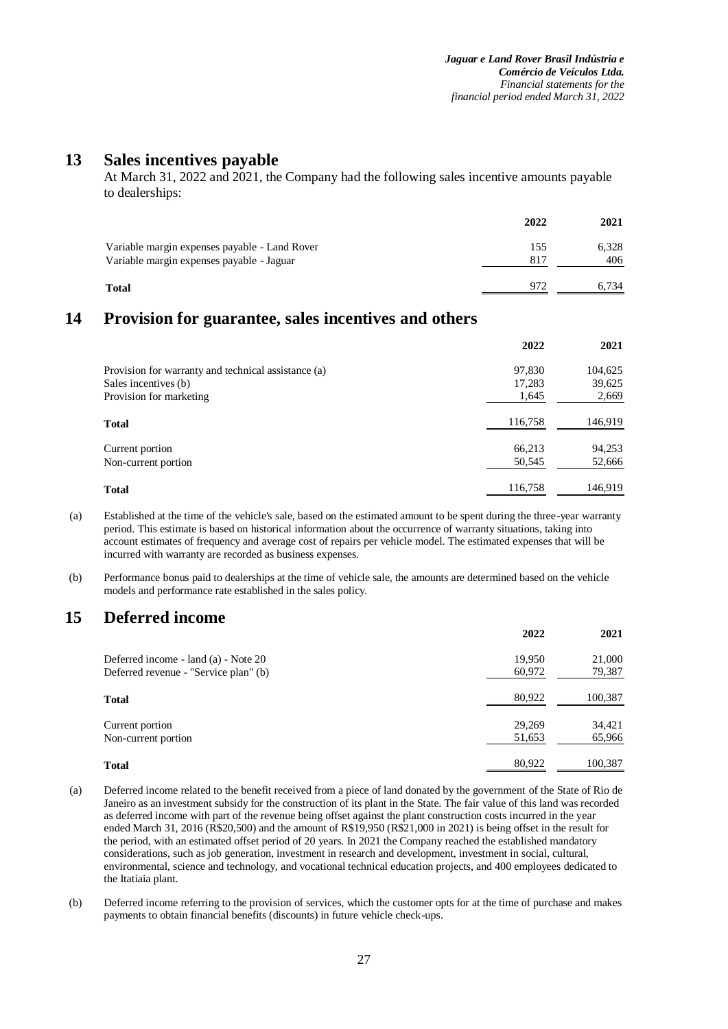## 13 Sales incentives payable

At March 31, 2022 and 2021, the Company had the following sales incentive amounts payable to dealerships:

| | 2022 | 2021 |
|---|---|---|
| Variable margin expenses payable - Land Rover | 155 | 6,328 |
| Variable margin expenses payable - Jaguar | 817 | 406 |
| **Total** | 972 | 6,734 |

## 14 Provision for guarantee, sales incentives and others

| | 2022 | 2021 |
|---|---|---|
| Provision for warranty and technical assistance (a) | 97,830 | 104,625 |
| Sales incentives (b) | 17,283 | 39,625 |
| Provision for marketing | 1,645 | 2,669 |
| **Total** | 116,758 | 146,919 |
| Current portion | 66,213 | 94,253 |
| Non-current portion | 50,545 | 52,666 |
| **Total** | 116,758 | 146,919 |

(a) Established at the time of the vehicle's sale, based on the estimated amount to be spent during the three-year warranty period. This estimate is based on historical information about the occurrence of warranty situations, taking into account estimates of frequency and average cost of repairs per vehicle model. The estimated expenses that will be incurred with warranty are recorded as business expenses.

(b) Performance bonus paid to dealerships at the time of vehicle sale, the amounts are determined based on the vehicle models and performance rate established in the sales policy.

## 15 Deferred income

| | 2022 | 2021 |
|---|---|---|
| Deferred income - land (a) - Note 20 | 19,950 | 21,000 |
| Deferred revenue - "Service plan" (b) | 60,972 | 79,387 |
| **Total** | 80,922 | 100,387 |
| Current portion | 29,269 | 34,421 |
| Non-current portion | 51,653 | 65,966 |
| **Total** | 80,922 | 100,387 |

(a) Deferred income related to the benefit received from a piece of land donated by the government of the State of Rio de Janeiro as an investment subsidy for the construction of its plant in the State. The fair value of this land was recorded as deferred income with part of the revenue being offset against the plant construction costs incurred in the year ended March 31, 2016 (R$20,500) and the amount of R$19,950 (R$21,000 in 2021) is being offset in the result for the period, with an estimated offset period of 20 years. In 2021 the Company reached the established mandatory considerations, such as job generation, investment in research and development, investment in social, cultural, environmental, science and technology, and vocational technical education projects, and 400 employees dedicated to the Itatiaia plant.

(b) Deferred income referring to the provision of services, which the customer opts for at the time of purchase and makes payments to obtain financial benefits (discounts) in future vehicle check-ups.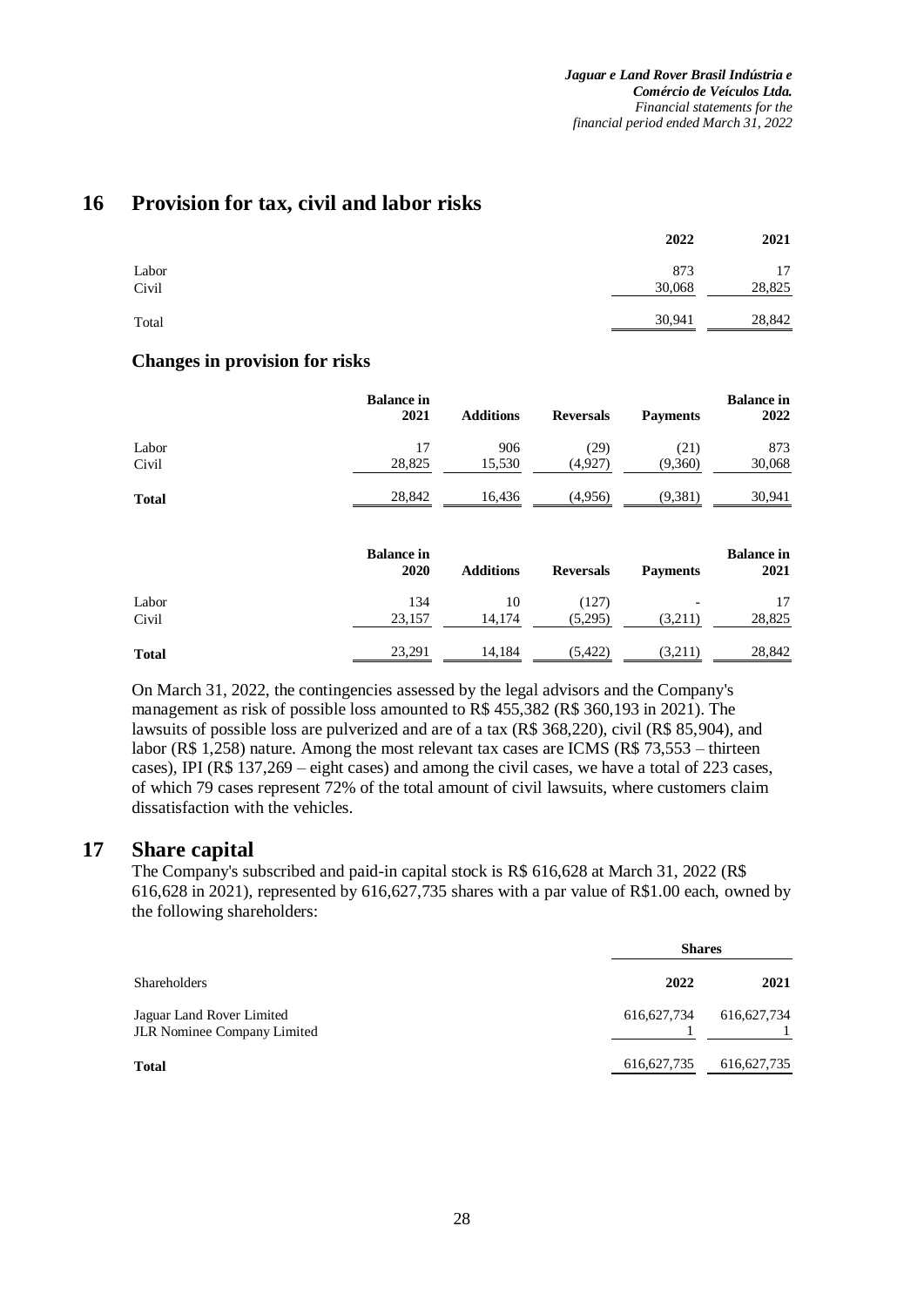## 16 Provision for tax, civil and labor risks

| | 2022 | 2021 |
|---|---|---|
| Labor | 873 | 17 |
| Civil | 30,068 | 28,825 |
| Total | 30,941 | 28,842 |

### Changes in provision for risks

| | Balance in 2021 | Additions | Reversals | Payments | Balance in 2022 |
|---|---|---|---|---|---|
| Labor | 17 | 906 | (29) | (21) | 873 |
| Civil | 28,825 | 15,530 | (4,927) | (9,360) | 30,068 |
| **Total** | 28,842 | 16,436 | (4,956) | (9,381) | 30,941 |

| | Balance in 2020 | Additions | Reversals | Payments | Balance in 2021 |
|---|---|---|---|---|---|
| Labor | 134 | 10 | (127) | - | 17 |
| Civil | 23,157 | 14,174 | (5,295) | (3,211) | 28,825 |
| **Total** | 23,291 | 14,184 | (5,422) | (3,211) | 28,842 |

On March 31, 2022, the contingencies assessed by the legal advisors and the Company's management as risk of possible loss amounted to R$ 455,382 (R$ 360,193 in 2021). The lawsuits of possible loss are pulverized and are of a tax (R$ 368,220), civil (R$ 85,904), and labor (R$ 1,258) nature. Among the most relevant tax cases are ICMS (R$ 73,553 – thirteen cases), IPI (R$ 137,269 – eight cases) and among the civil cases, we have a total of 223 cases, of which 79 cases represent 72% of the total amount of civil lawsuits, where customers claim dissatisfaction with the vehicles.

## 17 Share capital

The Company's subscribed and paid-in capital stock is R$ 616,628 at March 31, 2022 (R$ 616,628 in 2021), represented by 616,627,735 shares with a par value of R$1.00 each, owned by the following shareholders:

| | Shares | |
|---|---|---|
| Shareholders | 2022 | 2021 |
| Jaguar Land Rover Limited | 616,627,734 | 616,627,734 |
| JLR Nominee Company Limited | 1 | 1 |
| **Total** | 616,627,735 | 616,627,735 |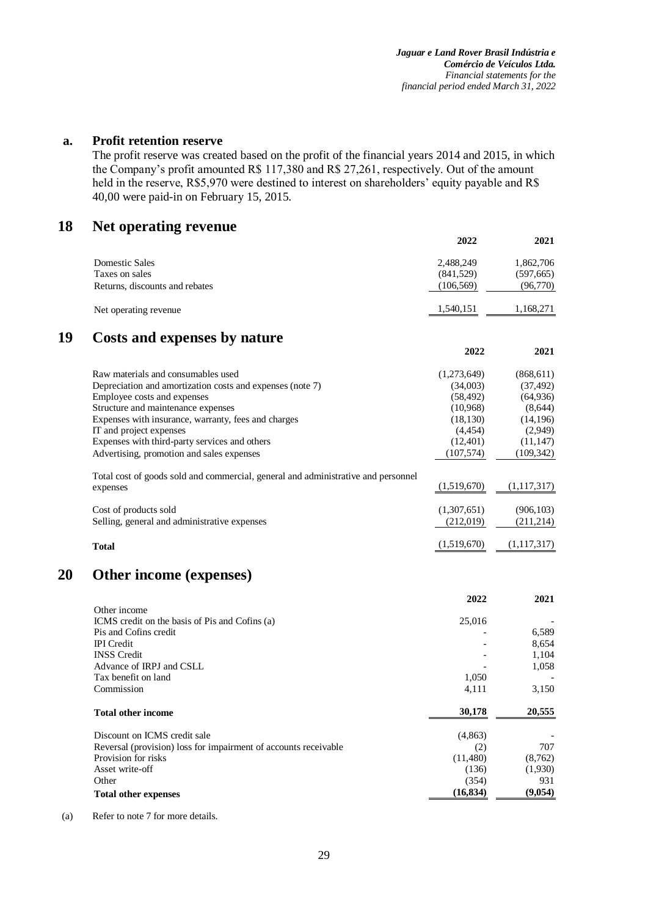### a. Profit retention reserve

The profit reserve was created based on the profit of the financial years 2014 and 2015, in which the Company's profit amounted R$ 117,380 and R$ 27,261, respectively. Out of the amount held in the reserve, R$5,970 were destined to interest on shareholders' equity payable and R$ 40,00 were paid-in on February 15, 2015.

## 18 Net operating revenue

| | 2022 | 2021 |
|---|---|---|
| Domestic Sales | 2,488,249 | 1,862,706 |
| Taxes on sales | (841,529) | (597,665) |
| Returns, discounts and rebates | (106,569) | (96,770) |
| Net operating revenue | 1,540,151 | 1,168,271 |

## 19 Costs and expenses by nature

| | 2022 | 2021 |
|---|---|---|
| Raw materials and consumables used | (1,273,649) | (868,611) |
| Depreciation and amortization costs and expenses (note 7) | (34,003) | (37,492) |
| Employee costs and expenses | (58,492) | (64,936) |
| Structure and maintenance expenses | (10,968) | (8,644) |
| Expenses with insurance, warranty, fees and charges | (18,130) | (14,196) |
| IT and project expenses | (4,454) | (2,949) |
| Expenses with third-party services and others | (12,401) | (11,147) |
| Advertising, promotion and sales expenses | (107,574) | (109,342) |
| Total cost of goods sold and commercial, general and administrative and personnel expenses | (1,519,670) | (1,117,317) |
| Cost of products sold | (1,307,651) | (906,103) |
| Selling, general and administrative expenses | (212,019) | (211,214) |
| **Total** | (1,519,670) | (1,117,317) |

## 20 Other income (expenses)

| | 2022 | 2021 |
|---|---|---|
| Other income | | |
| ICMS credit on the basis of Pis and Cofins (a) | 25,016 | - |
| Pis and Cofins credit | - | 6,589 |
| IPI Credit | - | 8,654 |
| INSS Credit | - | 1,104 |
| Advance of IRPJ and CSLL | - | 1,058 |
| Tax benefit on land | 1,050 | - |
| Commission | 4,111 | 3,150 |
| **Total other income** | **30,178** | **20,555** |
| Discount on ICMS credit sale | (4,863) | - |
| Reversal (provision) loss for impairment of accounts receivable | (2) | 707 |
| Provision for risks | (11,480) | (8,762) |
| Asset write-off | (136) | (1,930) |
| Other | (354) | 931 |
| **Total other expenses** | **(16,834)** | **(9,054)** |

(a) Refer to note 7 for more details.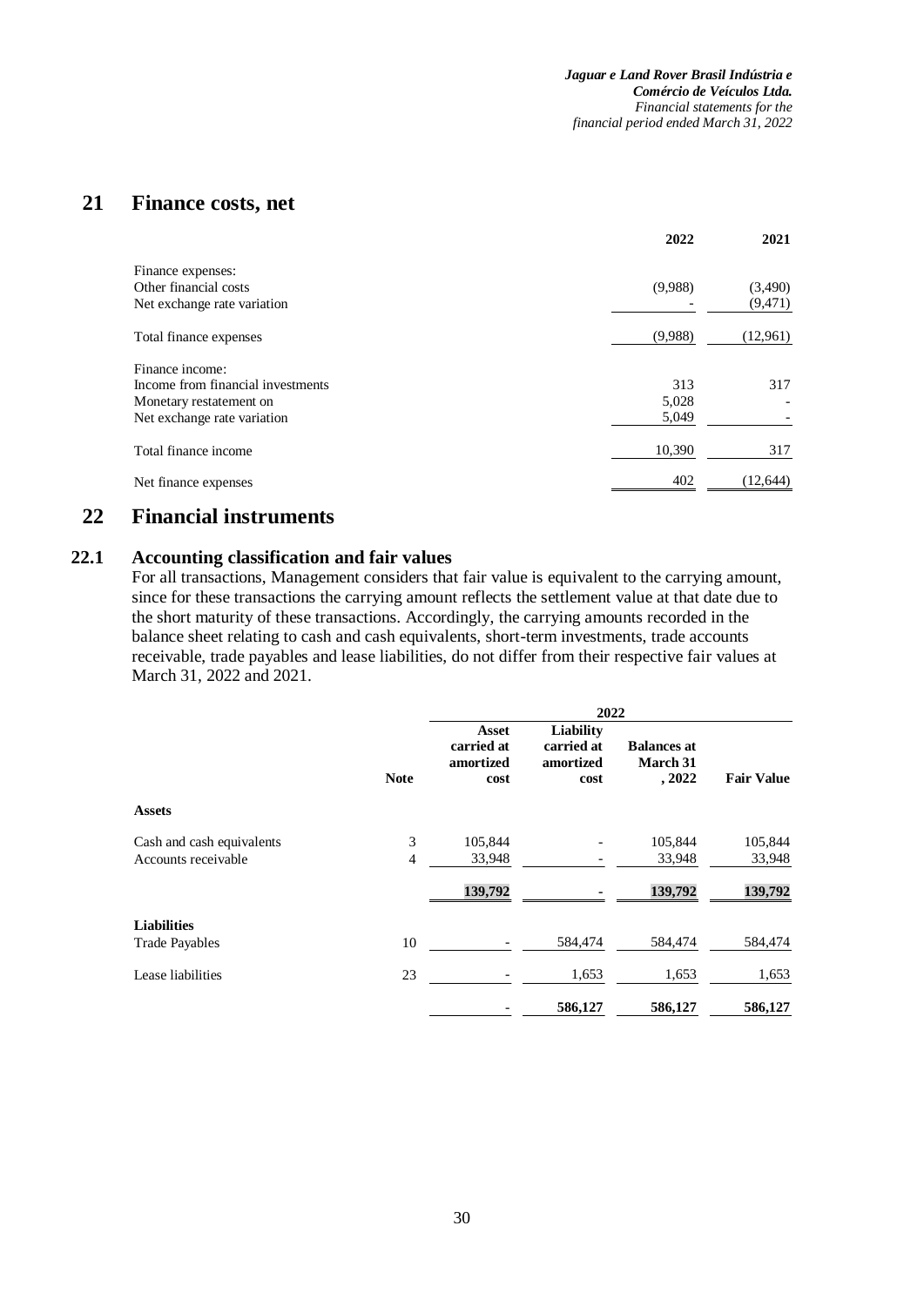# 21 Finance costs, net

| | 2022 | 2021 |
|---|---|---|
| Finance expenses: | | |
| Other financial costs | (9,988) | (3,490) |
| Net exchange rate variation | - | (9,471) |
| Total finance expenses | (9,988) | (12,961) |
| Finance income: | | |
| Income from financial investments | 313 | 317 |
| Monetary restatement on | 5,028 | - |
| Net exchange rate variation | 5,049 | - |
| Total finance income | 10,390 | 317 |
| Net finance expenses | 402 | (12,644) |

# 22 Financial instruments

## 22.1 Accounting classification and fair values

For all transactions, Management considers that fair value is equivalent to the carrying amount, since for these transactions the carrying amount reflects the settlement value at that date due to the short maturity of these transactions. Accordingly, the carrying amounts recorded in the balance sheet relating to cash and cash equivalents, short-term investments, trade accounts receivable, trade payables and lease liabilities, do not differ from their respective fair values at March 31, 2022 and 2021.

| | | 2022 | | | |
|---|---|---|---|---|---|
| | **Note** | **Asset carried at amortized cost** | **Liability carried at amortized cost** | **Balances at March 31 , 2022** | **Fair Value** |
| **Assets** | | | | | |
| Cash and cash equivalents | 3 | 105,844 | - | 105,844 | 105,844 |
| Accounts receivable | 4 | 33,948 | - | 33,948 | 33,948 |
| | | **139,792** | - | **139,792** | **139,792** |
| **Liabilities** | | | | | |
| Trade Payables | 10 | - | 584,474 | 584,474 | 584,474 |
| Lease liabilities | 23 | - | 1,653 | 1,653 | 1,653 |
| | | - | **586,127** | **586,127** | **586,127** |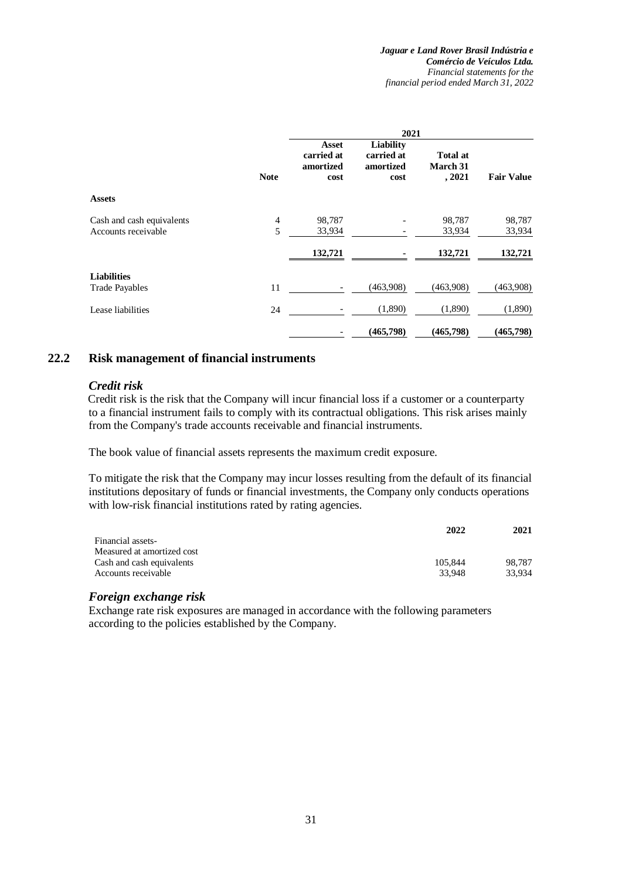| | Note | 2021 | | | |
|---|---|---|---|---|---|
| | | Asset carried at amortized cost | Liability carried at amortized cost | Total at March 31, 2021 | Fair Value |
| **Assets** | | | | | |
| Cash and cash equivalents | 4 | 98,787 | - | 98,787 | 98,787 |
| Accounts receivable | 5 | 33,934 | - | 33,934 | 33,934 |
| | | **132,721** | **-** | **132,721** | **132,721** |
| **Liabilities** | | | | | |
| Trade Payables | 11 | - | (463,908) | (463,908) | (463,908) |
| Lease liabilities | 24 | - | (1,890) | (1,890) | (1,890) |
| | | - | **(465,798)** | **(465,798)** | **(465,798)** |

## 22.2 Risk management of financial instruments

### *Credit risk*

Credit risk is the risk that the Company will incur financial loss if a customer or a counterparty to a financial instrument fails to comply with its contractual obligations. This risk arises mainly from the Company's trade accounts receivable and financial instruments.

The book value of financial assets represents the maximum credit exposure.

To mitigate the risk that the Company may incur losses resulting from the default of its financial institutions depositary of funds or financial investments, the Company only conducts operations with low-risk financial institutions rated by rating agencies.

| | 2022 | 2021 |
|---|---|---|
| Financial assets- | | |
| Measured at amortized cost | | |
| Cash and cash equivalents | 105,844 | 98,787 |
| Accounts receivable | 33,948 | 33,934 |

### *Foreign exchange risk*

Exchange rate risk exposures are managed in accordance with the following parameters according to the policies established by the Company.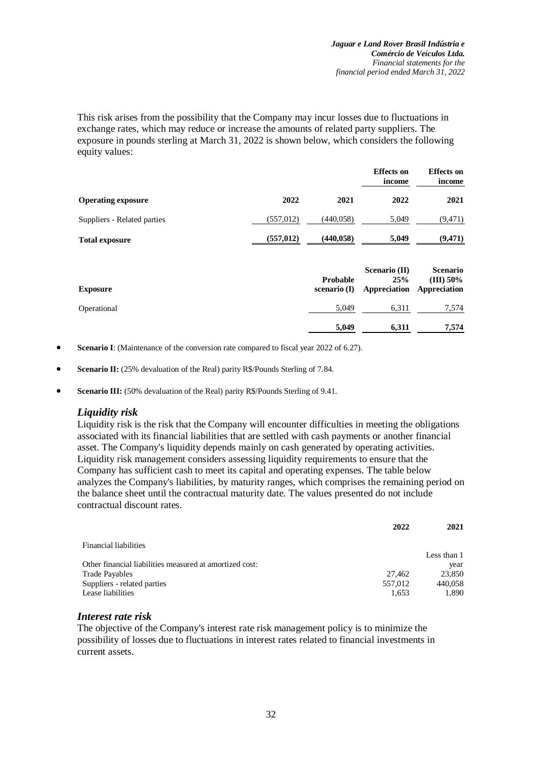This risk arises from the possibility that the Company may incur losses due to fluctuations in exchange rates, which may reduce or increase the amounts of related party suppliers. The exposure in pounds sterling at March 31, 2022 is shown below, which considers the following equity values:

| | | | Effects on income | Effects on income |
|---|---|---|---|---|
| **Operating exposure** | **2022** | **2021** | **2022** | **2021** |
| Suppliers - Related parties | (557,012) | (440,058) | 5,049 | (9,471) |
| **Total exposure** | **(557,012)** | **(440,058)** | **5,049** | **(9,471)** |

| **Exposure** | **Probable scenario (I)** | **Scenario (II) 25% Appreciation** | **Scenario (III) 50% Appreciation** |
|---|---|---|---|
| Operational | 5,049 | 6,311 | 7,574 |
| | **5,049** | **6,311** | **7,574** |

- **Scenario I**: (Maintenance of the conversion rate compared to fiscal year 2022 of 6.27).
- **Scenario II:** (25% devaluation of the Real) parity R$/Pounds Sterling of 7.84.
- **Scenario III:** (50% devaluation of the Real) parity R$/Pounds Sterling of 9.41.

### *Liquidity risk*

Liquidity risk is the risk that the Company will encounter difficulties in meeting the obligations associated with its financial liabilities that are settled with cash payments or another financial asset. The Company's liquidity depends mainly on cash generated by operating activities. Liquidity risk management considers assessing liquidity requirements to ensure that the Company has sufficient cash to meet its capital and operating expenses. The table below analyzes the Company's liabilities, by maturity ranges, which comprises the remaining period on the balance sheet until the contractual maturity date. The values presented do not include contractual discount rates.

| | **2022** | **2021** |
|---|---|---|
| Financial liabilities | | |
| Other financial liabilities measured at amortized cost: | | Less than 1 year |
| Trade Payables | 27,462 | 23,850 |
| Suppliers - related parties | 557,012 | 440,058 |
| Lease liabilities | 1,653 | 1,890 |

### *Interest rate risk*

The objective of the Company's interest rate risk management policy is to minimize the possibility of losses due to fluctuations in interest rates related to financial investments in current assets.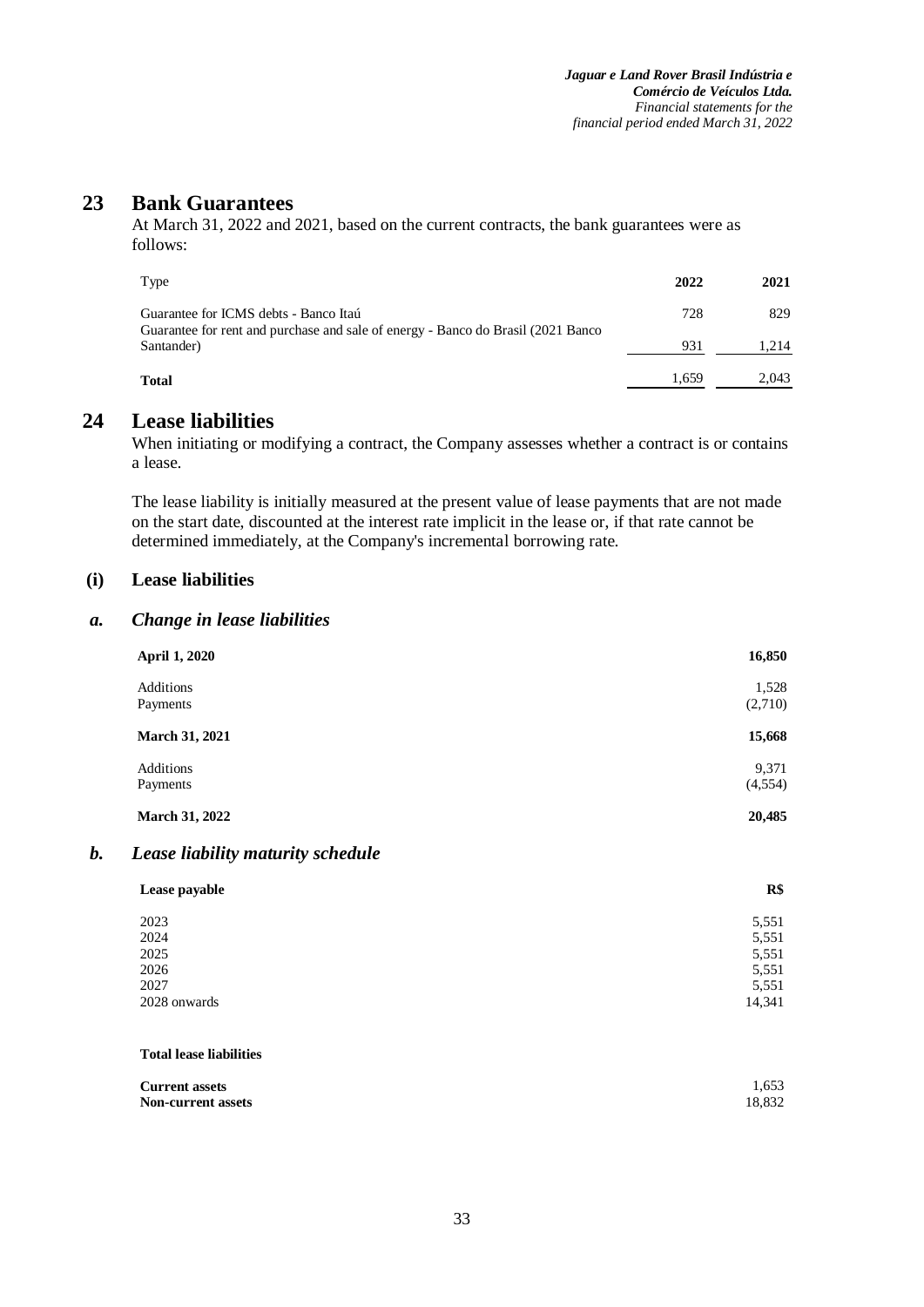# 23 Bank Guarantees

At March 31, 2022 and 2021, based on the current contracts, the bank guarantees were as follows:

| Type | 2022 | 2021 |
|---|---|---|
| Guarantee for ICMS debts - Banco Itaú | 728 | 829 |
| Guarantee for rent and purchase and sale of energy - Banco do Brasil (2021 Banco Santander) | 931 | 1,214 |
| **Total** | 1,659 | 2,043 |

# 24 Lease liabilities

When initiating or modifying a contract, the Company assesses whether a contract is or contains a lease.

The lease liability is initially measured at the present value of lease payments that are not made on the start date, discounted at the interest rate implicit in the lease or, if that rate cannot be determined immediately, at the Company's incremental borrowing rate.

## (i) Lease liabilities

### *a. Change in lease liabilities*

| | |
|---|---|
| **April 1, 2020** | **16,850** |
| Additions | 1,528 |
| Payments | (2,710) |
| **March 31, 2021** | **15,668** |
| Additions | 9,371 |
| Payments | (4,554) |
| **March 31, 2022** | **20,485** |

### *b. Lease liability maturity schedule*

| Lease payable | R$ |
|---|---|
| 2023 | 5,551 |
| 2024 | 5,551 |
| 2025 | 5,551 |
| 2026 | 5,551 |
| 2027 | 5,551 |
| 2028 onwards | 14,341 |

**Total lease liabilities**

| | |
|---|---|
| **Current assets** | 1,653 |
| **Non-current assets** | 18,832 |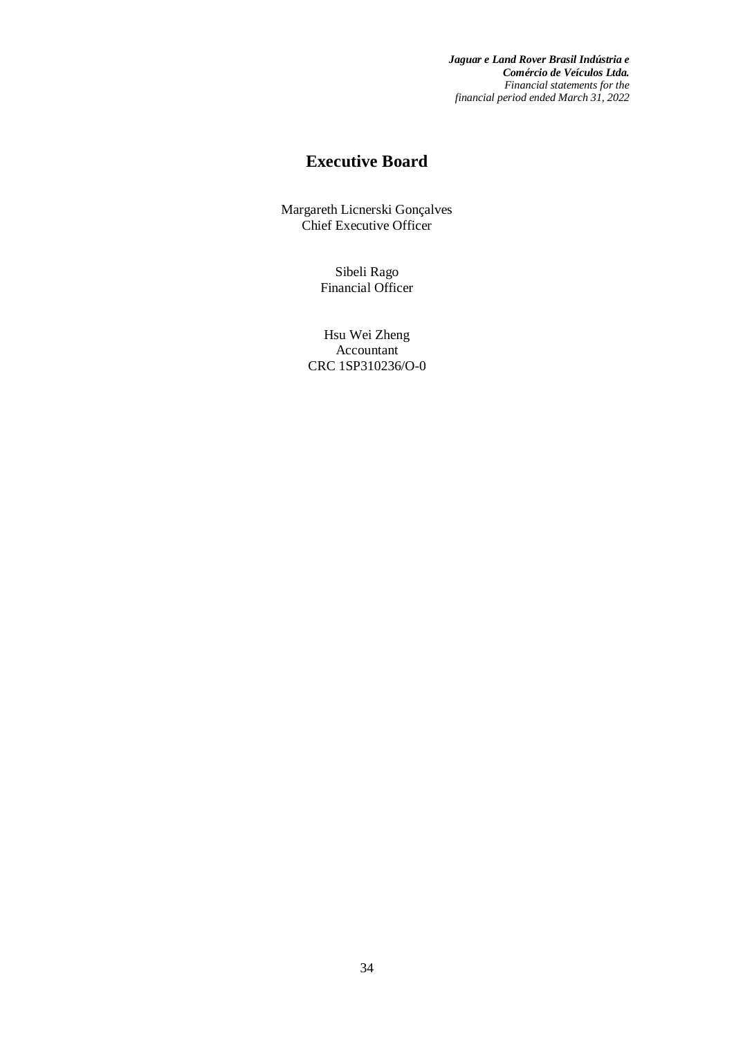# Executive Board

Margareth Licnerski Gonçalves
Chief Executive Officer

Sibeli Rago
Financial Officer

Hsu Wei Zheng
Accountant
CRC 1SP310236/O-0